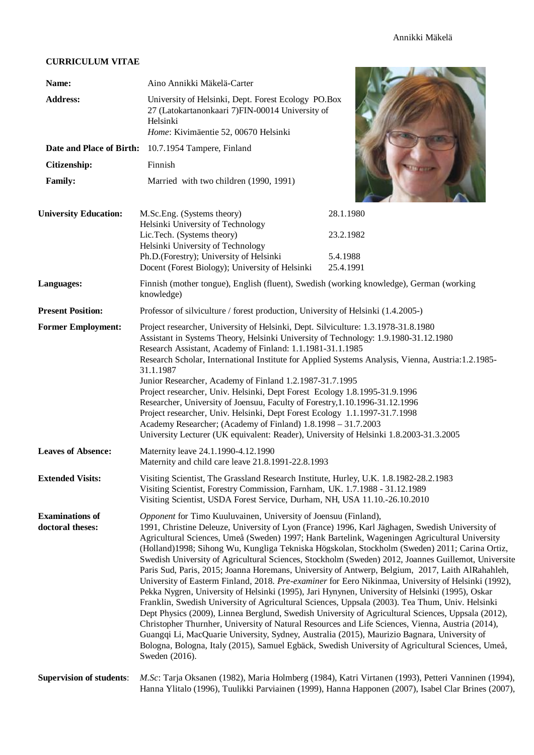## CURRICULUM VITAE

**Name:** Aino Annikki Mäkelä-Carter

**Address:** University of Helsinki, Dept. Forest Ecology PO.Box 27 (Latokartanonkaari 7)FIN-00014 University of Helsinki
*Home*: Kivimäentie 52, 00670 Helsinki

**Date and Place of Birth:** 10.7.1954 Tampere, Finland

**Citizenship:** Finnish

**Family:** Married with two children (1990, 1991)

**University Education:**

| | |
|---|---|
| M.Sc.Eng. (Systems theory) Helsinki University of Technology | 28.1.1980 |
| Lic.Tech. (Systems theory) Helsinki University of Technology | 23.2.1982 |
| Ph.D.(Forestry); University of Helsinki | 5.4.1988 |
| Docent (Forest Biology); University of Helsinki | 25.4.1991 |

**Languages:** Finnish (mother tongue), English (fluent), Swedish (working knowledge), German (working knowledge)

**Present Position:** Professor of silviculture / forest production, University of Helsinki (1.4.2005-)

**Former Employment:**
Project researcher, University of Helsinki, Dept. Silviculture: 1.3.1978-31.8.1980
Assistant in Systems Theory, Helsinki University of Technology: 1.9.1980-31.12.1980
Research Assistant, Academy of Finland: 1.1.1981-31.1.1985
Research Scholar, International Institute for Applied Systems Analysis, Vienna, Austria:1.2.1985-31.1.1987
Junior Researcher, Academy of Finland 1.2.1987-31.7.1995
Project researcher, Univ. Helsinki, Dept Forest Ecology 1.8.1995-31.9.1996
Researcher, University of Joensuu, Faculty of Forestry,1.10.1996-31.12.1996
Project researcher, Univ. Helsinki, Dept Forest Ecology 1.1.1997-31.7.1998
Academy Researcher; (Academy of Finland) 1.8.1998 – 31.7.2003
University Lecturer (UK equivalent: Reader), University of Helsinki 1.8.2003-31.3.2005

**Leaves of Absence:**
Maternity leave 24.1.1990-4.12.1990
Maternity and child care leave 21.8.1991-22.8.1993

**Extended Visits:**
Visiting Scientist, The Grassland Research Institute, Hurley, U.K. 1.8.1982-28.2.1983
Visiting Scientist, Forestry Commission, Farnham, UK. 1.7.1988 - 31.12.1989
Visiting Scientist, USDA Forest Service, Durham, NH, USA 11.10.-26.10.2010

**Examinations of doctoral theses:**
*Opponent* for Timo Kuuluvainen, University of Joensuu (Finland), 1991, Christine Deleuze, University of Lyon (France) 1996, Karl Jäghagen, Swedish University of Agricultural Sciences, Umeå (Sweden) 1997; Hank Bartelink, Wageningen Agricultural University (Holland)1998; Sihong Wu, Kungliga Tekniska Högskolan, Stockholm (Sweden) 2011; Carina Ortiz, Swedish University of Agricultural Sciences, Stockholm (Sweden) 2012, Joannes Guillemot, Universite Paris Sud, Paris, 2015; Joanna Horemans, University of Antwerp, Belgium, 2017, Laith AlRahahleh, University of Easterm Finland, 2018. *Pre-examiner* for Eero Nikinmaa, University of Helsinki (1992), Pekka Nygren, University of Helsinki (1995), Jari Hynynen, University of Helsinki (1995), Oskar Franklin, Swedish University of Agricultural Sciences, Uppsala (2003). Tea Thum, Univ. Helsinki Dept Physics (2009), Linnea Berglund, Swedish University of Agricultural Sciences, Uppsala (2012), Christopher Thurnher, University of Natural Resources and Life Sciences, Vienna, Austria (2014), Guangqi Li, MacQuarie University, Sydney, Australia (2015), Maurizio Bagnara, University of Bologna, Bologna, Italy (2015), Samuel Egbäck, Swedish University of Agricultural Sciences, Umeå, Sweden (2016).

**Supervision of students:**
*M.Sc*: Tarja Oksanen (1982), Maria Holmberg (1984), Katri Virtanen (1993), Petteri Vanninen (1994), Hanna Ylitalo (1996), Tuulikki Parviainen (1999), Hanna Happonen (2007), Isabel Clar Brines (2007),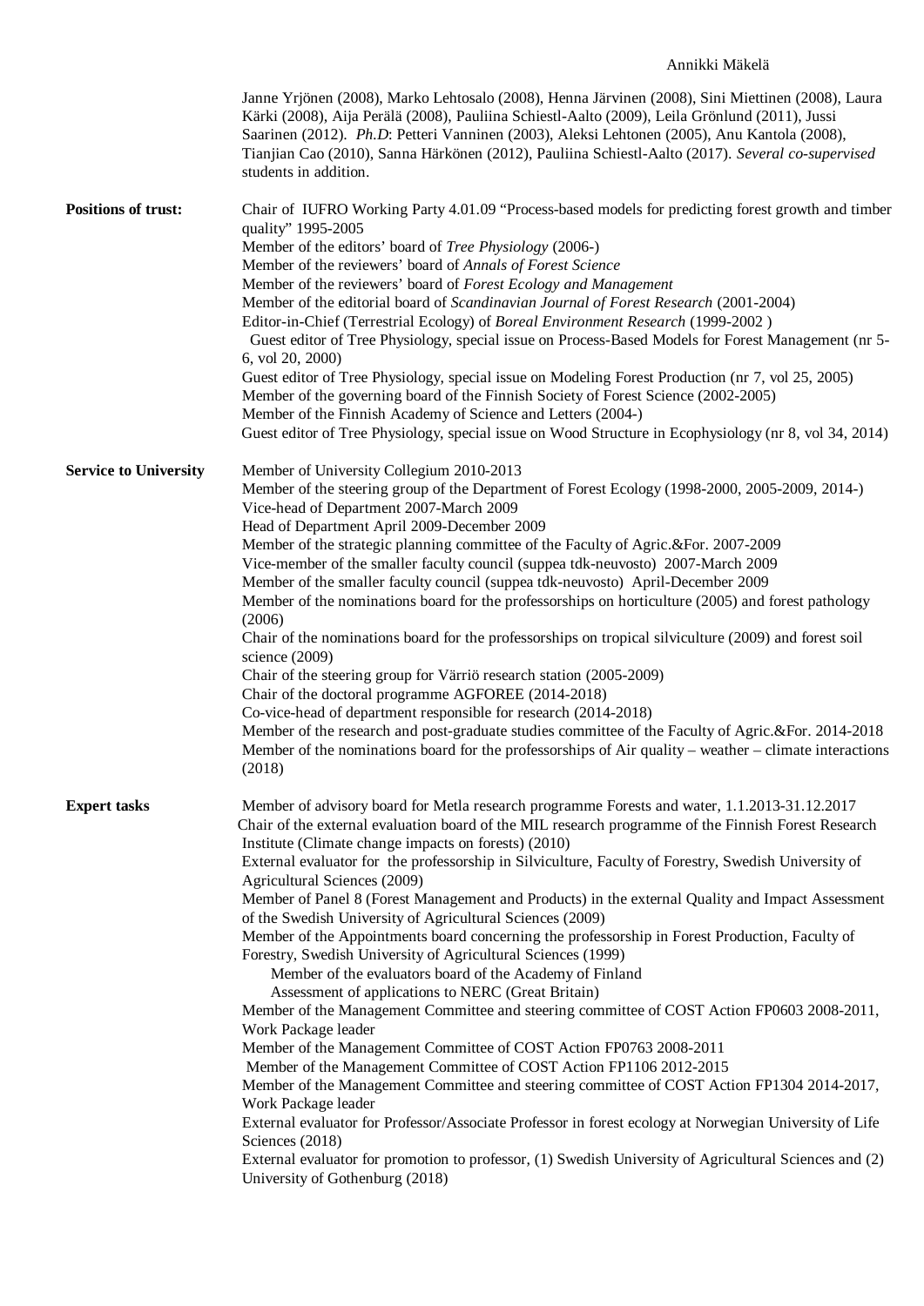Janne Yrjönen (2008), Marko Lehtosalo (2008), Henna Järvinen (2008), Sini Miettinen (2008), Laura Kärki (2008), Aija Perälä (2008), Pauliina Schiestl-Aalto (2009), Leila Grönlund (2011), Jussi Saarinen (2012). *Ph.D*: Petteri Vanninen (2003), Aleksi Lehtonen (2005), Anu Kantola (2008), Tianjian Cao (2010), Sanna Härkönen (2012), Pauliina Schiestl-Aalto (2017). *Several co-supervised* students in addition.

**Positions of trust:**

Chair of IUFRO Working Party 4.01.09 "Process-based models for predicting forest growth and timber quality" 1995-2005
Member of the editors' board of *Tree Physiology* (2006-)
Member of the reviewers' board of *Annals of Forest Science*
Member of the reviewers' board of *Forest Ecology and Management*
Member of the editorial board of *Scandinavian Journal of Forest Research* (2001-2004)
Editor-in-Chief (Terrestrial Ecology) of *Boreal Environment Research* (1999-2002 )
Guest editor of Tree Physiology, special issue on Process-Based Models for Forest Management (nr 5-6, vol 20, 2000)
Guest editor of Tree Physiology, special issue on Modeling Forest Production (nr 7, vol 25, 2005)
Member of the governing board of the Finnish Society of Forest Science (2002-2005)
Member of the Finnish Academy of Science and Letters (2004-)
Guest editor of Tree Physiology, special issue on Wood Structure in Ecophysiology (nr 8, vol 34, 2014)

**Service to University**

Member of University Collegium 2010-2013
Member of the steering group of the Department of Forest Ecology (1998-2000, 2005-2009, 2014-)
Vice-head of Department 2007-March 2009
Head of Department April 2009-December 2009
Member of the strategic planning committee of the Faculty of Agric.&For. 2007-2009
Vice-member of the smaller faculty council (suppea tdk-neuvosto) 2007-March 2009
Member of the smaller faculty council (suppea tdk-neuvosto) April-December 2009
Member of the nominations board for the professorships on horticulture (2005) and forest pathology (2006)
Chair of the nominations board for the professorships on tropical silviculture (2009) and forest soil science (2009)
Chair of the steering group for Värriö research station (2005-2009)
Chair of the doctoral programme AGFOREE (2014-2018)
Co-vice-head of department responsible for research (2014-2018)
Member of the research and post-graduate studies committee of the Faculty of Agric.&For. 2014-2018
Member of the nominations board for the professorships of Air quality – weather – climate interactions (2018)

**Expert tasks**

Member of advisory board for Metla research programme Forests and water, 1.1.2013-31.12.2017
Chair of the external evaluation board of the MIL research programme of the Finnish Forest Research Institute (Climate change impacts on forests) (2010)
External evaluator for the professorship in Silviculture, Faculty of Forestry, Swedish University of Agricultural Sciences (2009)
Member of Panel 8 (Forest Management and Products) in the external Quality and Impact Assessment of the Swedish University of Agricultural Sciences (2009)
Member of the Appointments board concerning the professorship in Forest Production, Faculty of Forestry, Swedish University of Agricultural Sciences (1999)
Member of the evaluators board of the Academy of Finland
Assessment of applications to NERC (Great Britain)
Member of the Management Committee and steering committee of COST Action FP0603 2008-2011, Work Package leader
Member of the Management Committee of COST Action FP0763 2008-2011
Member of the Management Committee of COST Action FP1106 2012-2015
Member of the Management Committee and steering committee of COST Action FP1304 2014-2017, Work Package leader
External evaluator for Professor/Associate Professor in forest ecology at Norwegian University of Life Sciences (2018)
External evaluator for promotion to professor, (1) Swedish University of Agricultural Sciences and (2) University of Gothenburg (2018)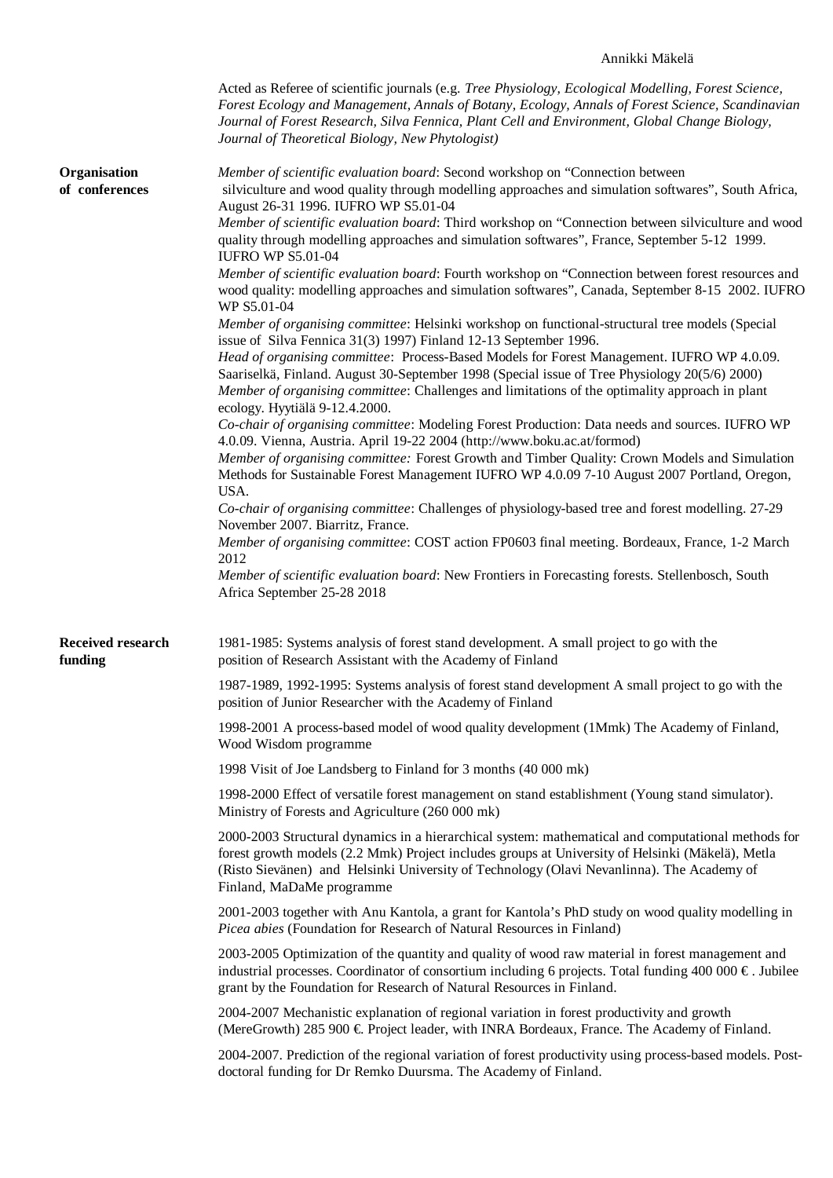Acted as Referee of scientific journals (e.g. *Tree Physiology, Ecological Modelling, Forest Science, Forest Ecology and Management, Annals of Botany, Ecology, Annals of Forest Science, Scandinavian Journal of Forest Research, Silva Fennica, Plant Cell and Environment, Global Change Biology, Journal of Theoretical Biology, New Phytologist)*

**Organisation of conferences**

*Member of scientific evaluation board*: Second workshop on "Connection between silviculture and wood quality through modelling approaches and simulation softwares", South Africa, August 26-31 1996. IUFRO WP S5.01-04

*Member of scientific evaluation board*: Third workshop on "Connection between silviculture and wood quality through modelling approaches and simulation softwares", France, September 5-12 1999. IUFRO WP S5.01-04

*Member of scientific evaluation board*: Fourth workshop on "Connection between forest resources and wood quality: modelling approaches and simulation softwares", Canada, September 8-15 2002. IUFRO WP S5.01-04

*Member of organising committee*: Helsinki workshop on functional-structural tree models (Special issue of Silva Fennica 31(3) 1997) Finland 12-13 September 1996.

*Head of organising committee*: Process-Based Models for Forest Management. IUFRO WP 4.0.09. Saariselkä, Finland. August 30-September 1998 (Special issue of Tree Physiology 20(5/6) 2000)

*Member of organising committee*: Challenges and limitations of the optimality approach in plant ecology. Hyytiälä 9-12.4.2000.

*Co-chair of organising committee*: Modeling Forest Production: Data needs and sources. IUFRO WP 4.0.09. Vienna, Austria. April 19-22 2004 (http://www.boku.ac.at/formod)

*Member of organising committee:* Forest Growth and Timber Quality: Crown Models and Simulation Methods for Sustainable Forest Management IUFRO WP 4.0.09 7-10 August 2007 Portland, Oregon, USA.

*Co-chair of organising committee*: Challenges of physiology-based tree and forest modelling. 27-29 November 2007. Biarritz, France.

*Member of organising committee*: COST action FP0603 final meeting. Bordeaux, France, 1-2 March 2012

*Member of scientific evaluation board*: New Frontiers in Forecasting forests. Stellenbosch, South Africa September 25-28 2018

**Received research funding**

1981-1985: Systems analysis of forest stand development. A small project to go with the position of Research Assistant with the Academy of Finland

1987-1989, 1992-1995: Systems analysis of forest stand development A small project to go with the position of Junior Researcher with the Academy of Finland

1998-2001 A process-based model of wood quality development (1Mmk) The Academy of Finland, Wood Wisdom programme

1998 Visit of Joe Landsberg to Finland for 3 months (40 000 mk)

1998-2000 Effect of versatile forest management on stand establishment (Young stand simulator). Ministry of Forests and Agriculture (260 000 mk)

2000-2003 Structural dynamics in a hierarchical system: mathematical and computational methods for forest growth models (2.2 Mmk) Project includes groups at University of Helsinki (Mäkelä), Metla (Risto Sievänen) and Helsinki University of Technology (Olavi Nevanlinna). The Academy of Finland, MaDaMe programme

2001-2003 together with Anu Kantola, a grant for Kantola's PhD study on wood quality modelling in *Picea abies* (Foundation for Research of Natural Resources in Finland)

2003-2005 Optimization of the quantity and quality of wood raw material in forest management and industrial processes. Coordinator of consortium including 6 projects. Total funding 400 000 € . Jubilee grant by the Foundation for Research of Natural Resources in Finland.

2004-2007 Mechanistic explanation of regional variation in forest productivity and growth (MereGrowth) 285 900 €. Project leader, with INRA Bordeaux, France. The Academy of Finland.

2004-2007. Prediction of the regional variation of forest productivity using process-based models. Post-doctoral funding for Dr Remko Duursma. The Academy of Finland.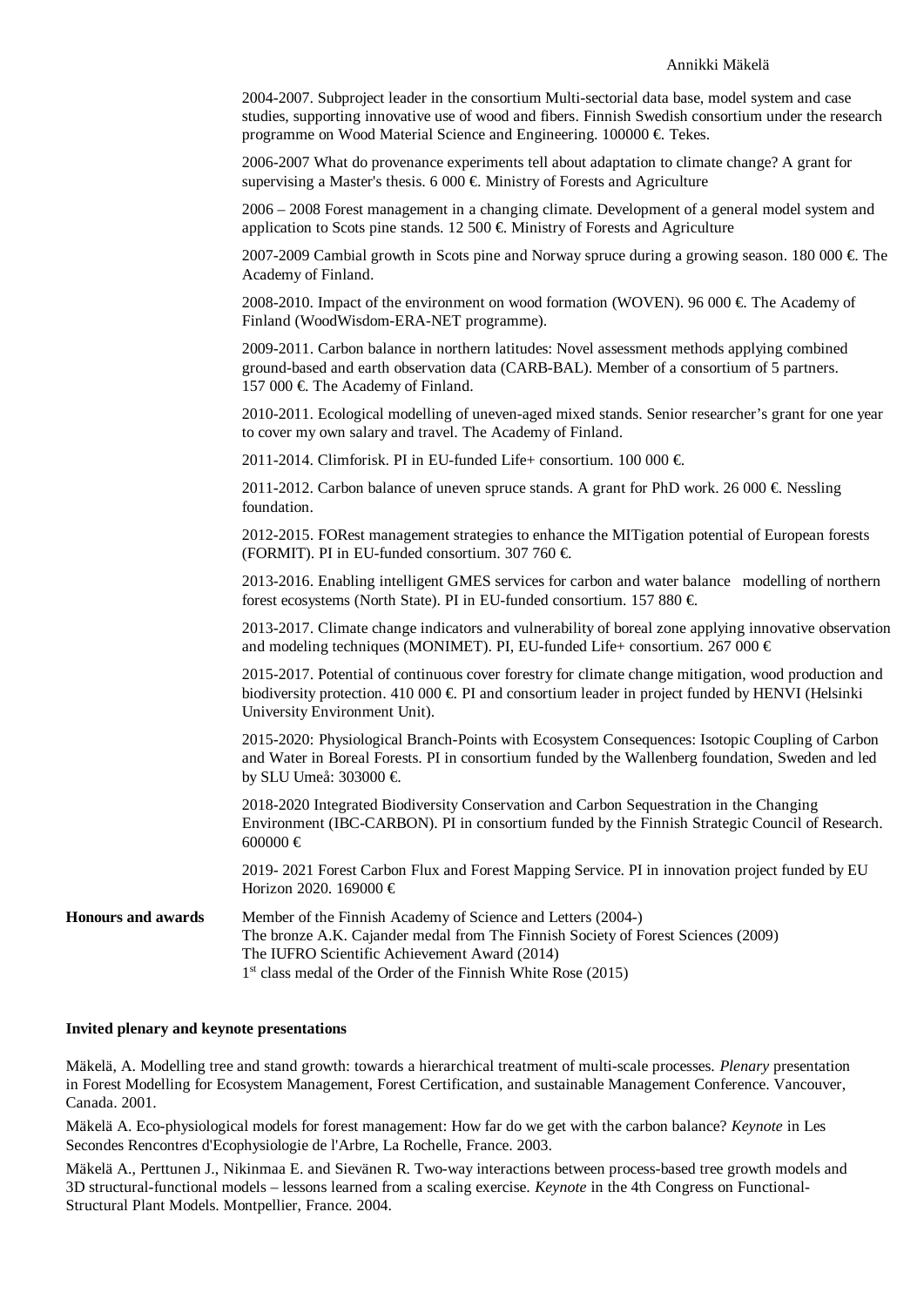2004-2007. Subproject leader in the consortium Multi-sectorial data base, model system and case studies, supporting innovative use of wood and fibers. Finnish Swedish consortium under the research programme on Wood Material Science and Engineering. 100000 €. Tekes.

2006-2007 What do provenance experiments tell about adaptation to climate change? A grant for supervising a Master's thesis. 6 000 €. Ministry of Forests and Agriculture

2006 – 2008 Forest management in a changing climate. Development of a general model system and application to Scots pine stands. 12 500 €. Ministry of Forests and Agriculture

2007-2009 Cambial growth in Scots pine and Norway spruce during a growing season. 180 000 €. The Academy of Finland.

2008-2010. Impact of the environment on wood formation (WOVEN). 96 000 €. The Academy of Finland (WoodWisdom-ERA-NET programme).

2009-2011. Carbon balance in northern latitudes: Novel assessment methods applying combined ground-based and earth observation data (CARB-BAL). Member of a consortium of 5 partners. 157 000 €. The Academy of Finland.

2010-2011. Ecological modelling of uneven-aged mixed stands. Senior researcher's grant for one year to cover my own salary and travel. The Academy of Finland.

2011-2014. Climforisk. PI in EU-funded Life+ consortium. 100 000 €.

2011-2012. Carbon balance of uneven spruce stands. A grant for PhD work. 26 000 €. Nessling foundation.

2012-2015. FORest management strategies to enhance the MITigation potential of European forests (FORMIT). PI in EU-funded consortium. 307 760 €.

2013-2016. Enabling intelligent GMES services for carbon and water balance modelling of northern forest ecosystems (North State). PI in EU-funded consortium. 157 880 €.

2013-2017. Climate change indicators and vulnerability of boreal zone applying innovative observation and modeling techniques (MONIMET). PI, EU-funded Life+ consortium. 267 000 €

2015-2017. Potential of continuous cover forestry for climate change mitigation, wood production and biodiversity protection. 410 000 €. PI and consortium leader in project funded by HENVI (Helsinki University Environment Unit).

2015-2020: Physiological Branch-Points with Ecosystem Consequences: Isotopic Coupling of Carbon and Water in Boreal Forests. PI in consortium funded by the Wallenberg foundation, Sweden and led by SLU Umeå: 303000 €.

2018-2020 Integrated Biodiversity Conservation and Carbon Sequestration in the Changing Environment (IBC-CARBON). PI in consortium funded by the Finnish Strategic Council of Research. 600000 €

2019- 2021 Forest Carbon Flux and Forest Mapping Service. PI in innovation project funded by EU Horizon 2020. 169000 €

**Honours and awards**

Member of the Finnish Academy of Science and Letters (2004-)
The bronze A.K. Cajander medal from The Finnish Society of Forest Sciences (2009)
The IUFRO Scientific Achievement Award (2014)
1st class medal of the Order of the Finnish White Rose (2015)

**Invited plenary and keynote presentations**

Mäkelä, A. Modelling tree and stand growth: towards a hierarchical treatment of multi-scale processes. *Plenary* presentation in Forest Modelling for Ecosystem Management, Forest Certification, and sustainable Management Conference. Vancouver, Canada. 2001.

Mäkelä A. Eco-physiological models for forest management: How far do we get with the carbon balance? *Keynote* in Les Secondes Rencontres d'Ecophysiologie de l'Arbre, La Rochelle, France. 2003.

Mäkelä A., Perttunen J., Nikinmaa E. and Sievänen R. Two-way interactions between process-based tree growth models and 3D structural-functional models – lessons learned from a scaling exercise. *Keynote* in the 4th Congress on Functional-Structural Plant Models. Montpellier, France. 2004.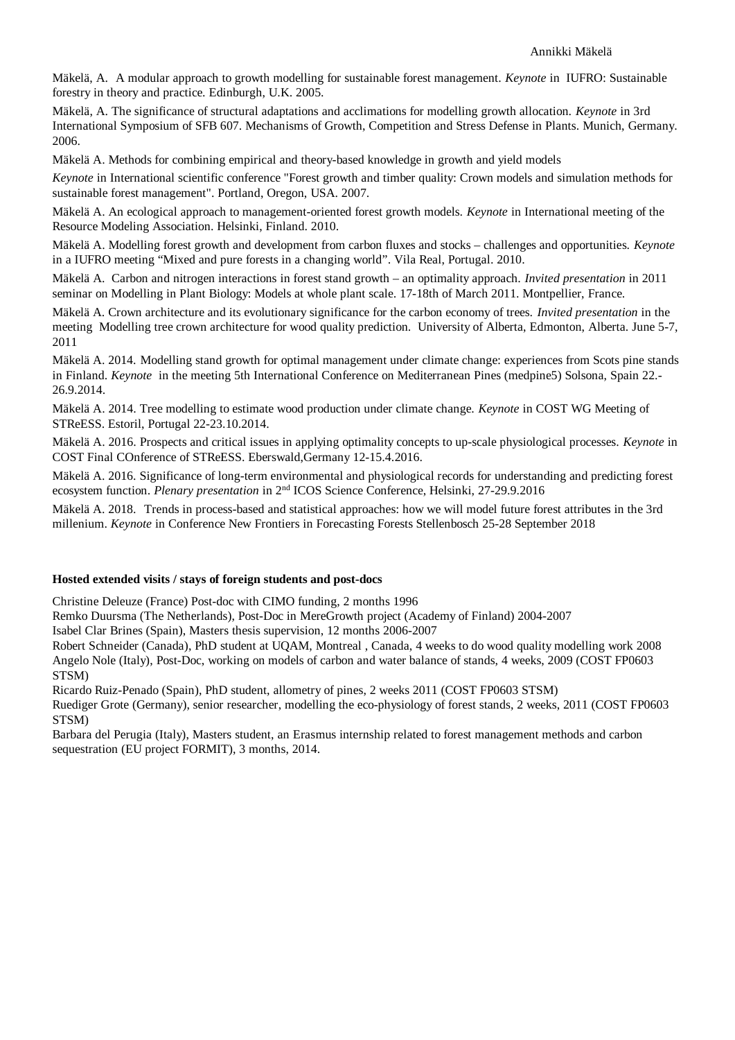Mäkelä, A. A modular approach to growth modelling for sustainable forest management. *Keynote* in IUFRO: Sustainable forestry in theory and practice. Edinburgh, U.K. 2005.

Mäkelä, A. The significance of structural adaptations and acclimations for modelling growth allocation. *Keynote* in 3rd International Symposium of SFB 607. Mechanisms of Growth, Competition and Stress Defense in Plants. Munich, Germany. 2006.

Mäkelä A. Methods for combining empirical and theory-based knowledge in growth and yield models

*Keynote* in International scientific conference "Forest growth and timber quality: Crown models and simulation methods for sustainable forest management". Portland, Oregon, USA. 2007.

Mäkelä A. An ecological approach to management-oriented forest growth models. *Keynote* in International meeting of the Resource Modeling Association. Helsinki, Finland. 2010.

Mäkelä A. Modelling forest growth and development from carbon fluxes and stocks – challenges and opportunities. *Keynote* in a IUFRO meeting "Mixed and pure forests in a changing world". Vila Real, Portugal. 2010.

Mäkelä A. Carbon and nitrogen interactions in forest stand growth – an optimality approach. *Invited presentation* in 2011 seminar on Modelling in Plant Biology: Models at whole plant scale. 17-18th of March 2011. Montpellier, France.

Mäkelä A. Crown architecture and its evolutionary significance for the carbon economy of trees. *Invited presentation* in the meeting Modelling tree crown architecture for wood quality prediction. University of Alberta, Edmonton, Alberta. June 5-7, 2011

Mäkelä A. 2014. Modelling stand growth for optimal management under climate change: experiences from Scots pine stands in Finland. *Keynote* in the meeting 5th International Conference on Mediterranean Pines (medpine5) Solsona, Spain 22.-26.9.2014.

Mäkelä A. 2014. Tree modelling to estimate wood production under climate change. *Keynote* in COST WG Meeting of STReESS. Estoril, Portugal 22-23.10.2014.

Mäkelä A. 2016. Prospects and critical issues in applying optimality concepts to up-scale physiological processes. *Keynote* in COST Final COnference of STReESS. Eberswald,Germany 12-15.4.2016.

Mäkelä A. 2016. Significance of long-term environmental and physiological records for understanding and predicting forest ecosystem function. *Plenary presentation* in 2nd ICOS Science Conference, Helsinki, 27-29.9.2016

Mäkelä A. 2018. Trends in process-based and statistical approaches: how we will model future forest attributes in the 3rd millenium. *Keynote* in Conference New Frontiers in Forecasting Forests Stellenbosch 25-28 September 2018

**Hosted extended visits / stays of foreign students and post-docs**

Christine Deleuze (France) Post-doc with CIMO funding, 2 months 1996
Remko Duursma (The Netherlands), Post-Doc in MereGrowth project (Academy of Finland) 2004-2007
Isabel Clar Brines (Spain), Masters thesis supervision, 12 months 2006-2007
Robert Schneider (Canada), PhD student at UQAM, Montreal , Canada, 4 weeks to do wood quality modelling work 2008
Angelo Nole (Italy), Post-Doc, working on models of carbon and water balance of stands, 4 weeks, 2009 (COST FP0603 STSM)
Ricardo Ruiz-Penado (Spain), PhD student, allometry of pines, 2 weeks 2011 (COST FP0603 STSM)
Ruediger Grote (Germany), senior researcher, modelling the eco-physiology of forest stands, 2 weeks, 2011 (COST FP0603 STSM)
Barbara del Perugia (Italy), Masters student, an Erasmus internship related to forest management methods and carbon sequestration (EU project FORMIT), 3 months, 2014.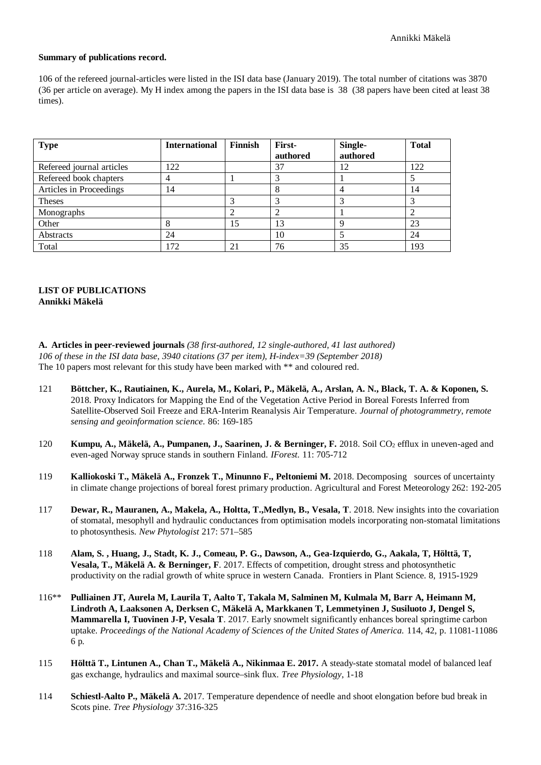**Summary of publications record.**

106 of the refereed journal-articles were listed in the ISI data base (January 2019). The total number of citations was 3870 (36 per article on average). My H index among the papers in the ISI data base is 38 (38 papers have been cited at least 38 times).

| Type | International | Finnish | First-authored | Single-authored | Total |
|---|---|---|---|---|---|
| Refereed journal articles | 122 | | 37 | 12 | 122 |
| Refereed book chapters | 4 | 1 | 3 | 1 | 5 |
| Articles in Proceedings | 14 | | 8 | 4 | 14 |
| Theses | | 3 | 3 | 3 | 3 |
| Monographs | | 2 | 2 | 1 | 2 |
| Other | 8 | 15 | 13 | 9 | 23 |
| Abstracts | 24 | | 10 | 5 | 24 |
| Total | 172 | 21 | 76 | 35 | 193 |

**LIST OF PUBLICATIONS**
**Annikki Mäkelä**

**A. Articles in peer-reviewed journals** *(38 first-authored, 12 single-authored, 41 last authored)*
*106 of these in the ISI data base, 3940 citations (37 per item), H-index=39 (September 2018)*
The 10 papers most relevant for this study have been marked with ** and coloured red.

121 **Böttcher, K., Rautiainen, K., Aurela, M., Kolari, P., Mäkelä, A., Arslan, A. N., Black, T. A. & Koponen, S.** 2018. Proxy Indicators for Mapping the End of the Vegetation Active Period in Boreal Forests Inferred from Satellite-Observed Soil Freeze and ERA-Interim Reanalysis Air Temperature. *Journal of photogrammetry, remote sensing and geoinformation science.* 86: 169-185

120 **Kumpu, A., Mäkelä, A., Pumpanen, J., Saarinen, J. & Berninger, F.** 2018. Soil $CO_2$ efflux in uneven-aged and even-aged Norway spruce stands in southern Finland. *IForest.* 11: 705-712

119 **Kalliokoski T., Mäkelä A., Fronzek T., Minunno F., Peltoniemi M.** 2018. Decomposing sources of uncertainty in climate change projections of boreal forest primary production. Agricultural and Forest Meteorology 262: 192-205

117 **Dewar, R., Mauranen, A., Makela, A., Holtta, T.,Medlyn, B., Vesala, T**. 2018. New insights into the covariation of stomatal, mesophyll and hydraulic conductances from optimisation models incorporating non-stomatal limitations to photosynthesis. *New Phytologist* 217: 571–585

118 **Alam, S. , Huang, J., Stadt, K. J., Comeau, P. G., Dawson, A., Gea-Izquierdo, G., Aakala, T, Hölttä, T, Vesala, T., Mäkelä A. & Berninger, F**. 2017. Effects of competition, drought stress and photosynthetic productivity on the radial growth of white spruce in western Canada. Frontiers in Plant Science. 8, 1915-1929

116** **Pulliainen JT, Aurela M, Laurila T, Aalto T, Takala M, Salminen M, Kulmala M, Barr A, Heimann M, Lindroth A, Laaksonen A, Derksen C, Mäkelä A, Markkanen T, Lemmetyinen J, Susiluoto J, Dengel S, Mammarella I, Tuovinen J-P, Vesala T**. 2017. Early snowmelt significantly enhances boreal springtime carbon uptake. *Proceedings of the National Academy of Sciences of the United States of America.* 114, 42, p. 11081-11086 6 p.

115 **Hölttä T., Lintunen A., Chan T., Mäkelä A., Nikinmaa E. 2017.** A steady-state stomatal model of balanced leaf gas exchange, hydraulics and maximal source–sink flux. *Tree Physiology*, 1-18

114 **Schiestl-Aalto P., Mäkelä A.** 2017. Temperature dependence of needle and shoot elongation before bud break in Scots pine. *Tree Physiology* 37:316-325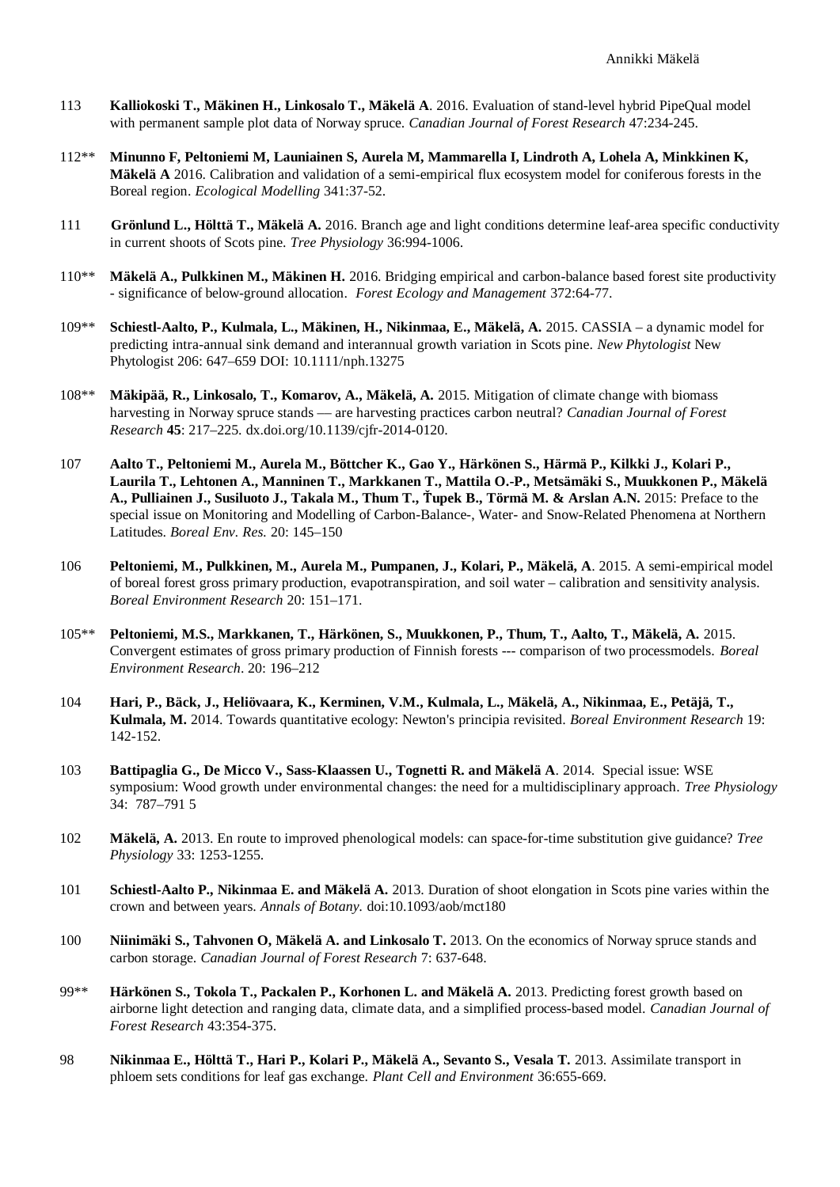113 **Kalliokoski T., Mäkinen H., Linkosalo T., Mäkelä A**. 2016. Evaluation of stand-level hybrid PipeQual model with permanent sample plot data of Norway spruce. *Canadian Journal of Forest Research* 47:234-245.

112** **Minunno F, Peltoniemi M, Launiainen S, Aurela M, Mammarella I, Lindroth A, Lohela A, Minkkinen K, Mäkelä A** 2016. Calibration and validation of a semi-empirical flux ecosystem model for coniferous forests in the Boreal region. *Ecological Modelling* 341:37-52.

111 **Grönlund L., Hölttä T., Mäkelä A.** 2016. Branch age and light conditions determine leaf-area specific conductivity in current shoots of Scots pine. *Tree Physiology* 36:994-1006.

110** **Mäkelä A., Pulkkinen M., Mäkinen H.** 2016. Bridging empirical and carbon-balance based forest site productivity - significance of below-ground allocation. *Forest Ecology and Management* 372:64-77.

109** **Schiestl-Aalto, P., Kulmala, L., Mäkinen, H., Nikinmaa, E., Mäkelä, A.** 2015. CASSIA – a dynamic model for predicting intra-annual sink demand and interannual growth variation in Scots pine. *New Phytologist* New Phytologist 206: 647–659 DOI: 10.1111/nph.13275

108** **Mäkipää, R., Linkosalo, T., Komarov, A., Mäkelä, A.** 2015. Mitigation of climate change with biomass harvesting in Norway spruce stands — are harvesting practices carbon neutral? *Canadian Journal of Forest Research* **45**: 217–225. dx.doi.org/10.1139/cjfr-2014-0120.

107 **Aalto T., Peltoniemi M., Aurela M., Böttcher K., Gao Y., Härkönen S., Härmä P., Kilkki J., Kolari P., Laurila T., Lehtonen A., Manninen T., Markkanen T., Mattila O.-P., Metsämäki S., Muukkonen P., Mäkelä A., Pulliainen J., Susiluoto J., Takala M., Thum T., Ťupek B., Törmä M. & Arslan A.N.** 2015: Preface to the special issue on Monitoring and Modelling of Carbon-Balance-, Water- and Snow-Related Phenomena at Northern Latitudes. *Boreal Env. Res.* 20: 145–150

106 **Peltoniemi, M., Pulkkinen, M., Aurela M., Pumpanen, J., Kolari, P., Mäkelä, A**. 2015. A semi-empirical model of boreal forest gross primary production, evapotranspiration, and soil water – calibration and sensitivity analysis. *Boreal Environment Research* 20: 151–171.

105** **Peltoniemi, M.S., Markkanen, T., Härkönen, S., Muukkonen, P., Thum, T., Aalto, T., Mäkelä, A.** 2015. Convergent estimates of gross primary production of Finnish forests --- comparison of two processmodels. *Boreal Environment Research*. 20: 196–212

104 **Hari, P., Bäck, J., Heliövaara, K., Kerminen, V.M., Kulmala, L., Mäkelä, A., Nikinmaa, E., Petäjä, T., Kulmala, M.** 2014. Towards quantitative ecology: Newton's principia revisited. *Boreal Environment Research* 19: 142-152.

103 **Battipaglia G., De Micco V., Sass-Klaassen U., Tognetti R. and Mäkelä A**. 2014. Special issue: WSE symposium: Wood growth under environmental changes: the need for a multidisciplinary approach. *Tree Physiology* 34: 787–791 5

102 **Mäkelä, A.** 2013. En route to improved phenological models: can space-for-time substitution give guidance? *Tree Physiology* 33: 1253-1255.

101 **Schiestl-Aalto P., Nikinmaa E. and Mäkelä A.** 2013. Duration of shoot elongation in Scots pine varies within the crown and between years. *Annals of Botany.* doi:10.1093/aob/mct180

100 **Niinimäki S., Tahvonen O, Mäkelä A. and Linkosalo T.** 2013. On the economics of Norway spruce stands and carbon storage. *Canadian Journal of Forest Research* 7: 637-648.

99** **Härkönen S., Tokola T., Packalen P., Korhonen L. and Mäkelä A.** 2013. Predicting forest growth based on airborne light detection and ranging data, climate data, and a simplified process-based model. *Canadian Journal of Forest Research* 43:354-375.

98 **Nikinmaa E., Hölttä T., Hari P., Kolari P., Mäkelä A., Sevanto S., Vesala T.** 2013. Assimilate transport in phloem sets conditions for leaf gas exchange. *Plant Cell and Environment* 36:655-669.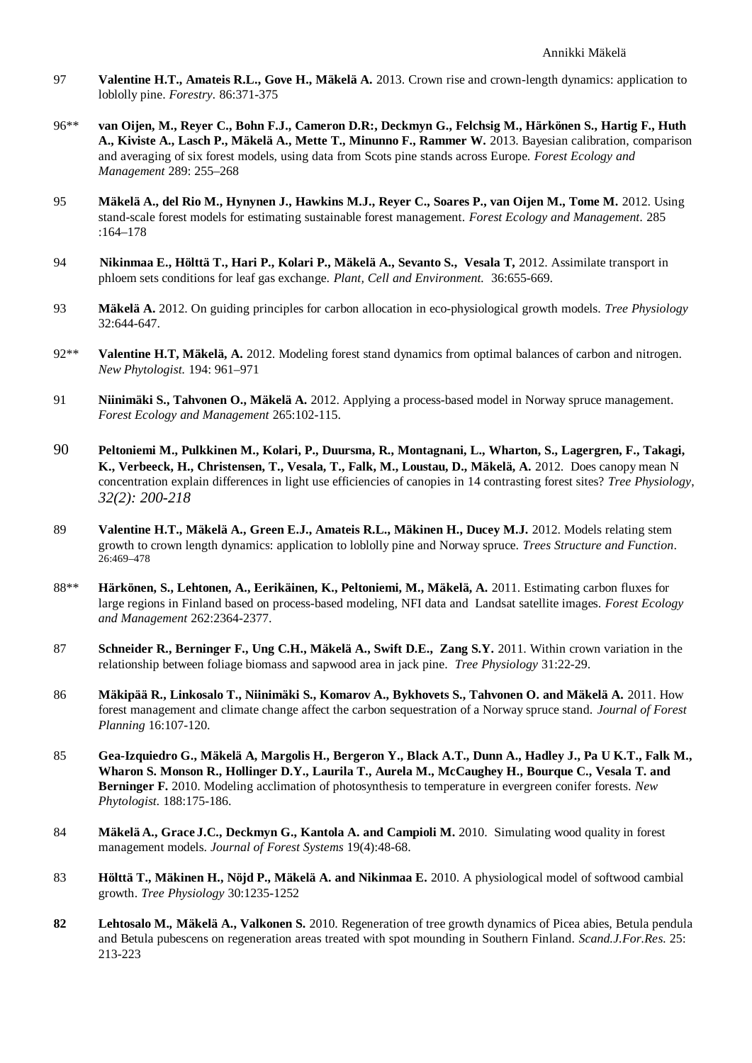97 **Valentine H.T., Amateis R.L., Gove H., Mäkelä A.** 2013. Crown rise and crown-length dynamics: application to loblolly pine. *Forestry.* 86:371-375

96** **van Oijen, M., Reyer C., Bohn F.J., Cameron D.R:, Deckmyn G., Felchsig M., Härkönen S., Hartig F., Huth A., Kiviste A., Lasch P., Mäkelä A., Mette T., Minunno F., Rammer W.** 2013. Bayesian calibration, comparison and averaging of six forest models, using data from Scots pine stands across Europe. *Forest Ecology and Management* 289: 255–268

95 **Mäkelä A., del Rio M., Hynynen J., Hawkins M.J., Reyer C., Soares P., van Oijen M., Tome M.** 2012. Using stand-scale forest models for estimating sustainable forest management. *Forest Ecology and Management*. 285 :164–178

94 **Nikinmaa E., Hölttä T., Hari P., Kolari P., Mäkelä A., Sevanto S., Vesala T,** 2012. Assimilate transport in phloem sets conditions for leaf gas exchange. *Plant, Cell and Environment.* 36:655-669.

93 **Mäkelä A.** 2012. On guiding principles for carbon allocation in eco-physiological growth models. *Tree Physiology* 32:644-647.

92** **Valentine H.T, Mäkelä, A.** 2012. Modeling forest stand dynamics from optimal balances of carbon and nitrogen. *New Phytologist.* 194: 961–971

91 **Niinimäki S., Tahvonen O., Mäkelä A.** 2012. Applying a process-based model in Norway spruce management. *Forest Ecology and Management* 265:102-115.

90 **Peltoniemi M., Pulkkinen M., Kolari, P., Duursma, R., Montagnani, L., Wharton, S., Lagergren, F., Takagi, K., Verbeeck, H., Christensen, T., Vesala, T., Falk, M., Loustau, D., Mäkelä, A.** 2012. Does canopy mean N concentration explain differences in light use efficiencies of canopies in 14 contrasting forest sites? *Tree Physiology, 32(2): 200-218*

89 **Valentine H.T., Mäkelä A., Green E.J., Amateis R.L., Mäkinen H., Ducey M.J.** 2012. Models relating stem growth to crown length dynamics: application to loblolly pine and Norway spruce. *Trees Structure and Function*. 26:469–478

88** **Härkönen, S., Lehtonen, A., Eerikäinen, K., Peltoniemi, M., Mäkelä, A.** 2011. Estimating carbon fluxes for large regions in Finland based on process-based modeling, NFI data and Landsat satellite images. *Forest Ecology and Management* 262:2364-2377.

87 **Schneider R., Berninger F., Ung C.H., Mäkelä A., Swift D.E., Zang S.Y.** 2011. Within crown variation in the relationship between foliage biomass and sapwood area in jack pine. *Tree Physiology* 31:22-29.

86 **Mäkipää R., Linkosalo T., Niinimäki S., Komarov A., Bykhovets S., Tahvonen O. and Mäkelä A.** 2011. How forest management and climate change affect the carbon sequestration of a Norway spruce stand. *Journal of Forest Planning* 16:107-120.

85 **Gea-Izquiedro G., Mäkelä A, Margolis H., Bergeron Y., Black A.T., Dunn A., Hadley J., Pa U K.T., Falk M., Wharon S. Monson R., Hollinger D.Y., Laurila T., Aurela M., McCaughey H., Bourque C., Vesala T. and Berninger F.** 2010. Modeling acclimation of photosynthesis to temperature in evergreen conifer forests. *New Phytologist.* 188:175-186.

84 **Mäkelä A., Grace J.C., Deckmyn G., Kantola A. and Campioli M.** 2010. Simulating wood quality in forest management models. *Journal of Forest Systems* 19(4):48-68.

83 **Hölttä T., Mäkinen H., Nöjd P., Mäkelä A. and Nikinmaa E.** 2010. A physiological model of softwood cambial growth. *Tree Physiology* 30:1235-1252

**82** **Lehtosalo M., Mäkelä A., Valkonen S.** 2010. Regeneration of tree growth dynamics of Picea abies, Betula pendula and Betula pubescens on regeneration areas treated with spot mounding in Southern Finland. *Scand.J.For.Res.* 25: 213-223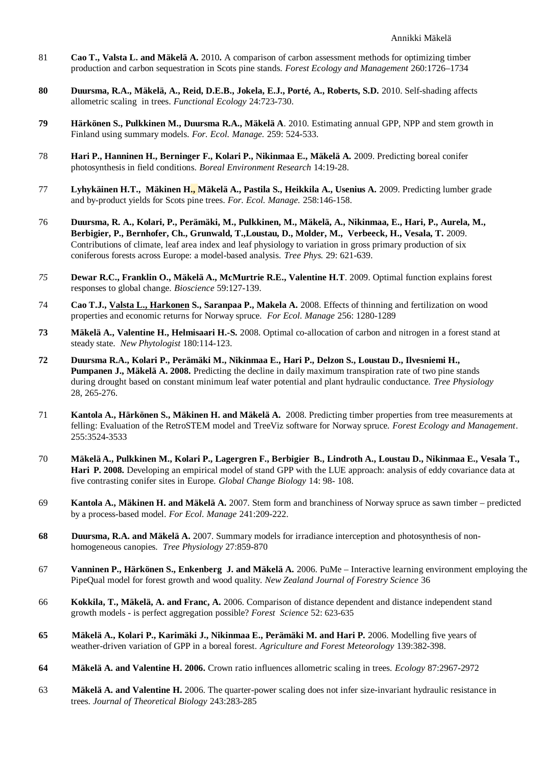81 **Cao T., Valsta L. and Mäkelä A.** 2010**.** A comparison of carbon assessment methods for optimizing timber production and carbon sequestration in Scots pine stands. *Forest Ecology and Management* 260:1726–1734

**80** **Duursma, R.A., Mäkelä, A., Reid, D.E.B., Jokela, E.J., Porté, A., Roberts, S.D.** 2010. Self-shading affects allometric scaling in trees. *Functional Ecology* 24:723-730.

**79** **Härkönen S., Pulkkinen M., Duursma R.A., Mäkelä A**. 2010. Estimating annual GPP, NPP and stem growth in Finland using summary models. *For. Ecol. Manage.* 259: 524-533.

78 **Hari P., Hanninen H., Berninger F., Kolari P., Nikinmaa E., Mäkelä A.** 2009. Predicting boreal conifer photosynthesis in field conditions. *Boreal Environment Research* 14:19-28.

77 **Lyhykäinen H.T., Mäkinen H., Mäkelä A., Pastila S., Heikkila A., Usenius A.** 2009. Predicting lumber grade and by-product yields for Scots pine trees. *For. Ecol. Manage.* 258:146-158.

76 **Duursma, R. A., Kolari, P., Perämäki, M., Pulkkinen, M., Mäkelä, A., Nikinmaa, E., Hari, P., Aurela, M., Berbigier, P., Bernhofer, Ch., Grunwald, T.,Loustau, D., Molder, M., Verbeeck, H., Vesala, T.** 2009. Contributions of climate, leaf area index and leaf physiology to variation in gross primary production of six coniferous forests across Europe: a model-based analysis. *Tree Phys.* 29: 621-639.

*75* **Dewar R.C., Franklin O., Mäkelä A., McMurtrie R.E., Valentine H.T**. 2009. Optimal function explains forest responses to global change. *Bioscience* 59:127-139.

74 **Cao T.J., Valsta L., Harkonen S., Saranpaa P., Makela A.** 2008. Effects of thinning and fertilization on wood properties and economic returns for Norway spruce. *For Ecol. Manage* 256: 1280-1289

**73** **Mäkelä A., Valentine H., Helmisaari H.-S.** 2008. Optimal co-allocation of carbon and nitrogen in a forest stand at steady state. *New Phytologist* 180:114-123.

**72** **Duursma R.A., Kolari P., Perämäki M., Nikinmaa E., Hari P., Delzon S., Loustau D., Ilvesniemi H., Pumpanen J., Mäkelä A. 2008.** Predicting the decline in daily maximum transpiration rate of two pine stands during drought based on constant minimum leaf water potential and plant hydraulic conductance. *Tree Physiology* 28, 265-276.

71 **Kantola A., Härkönen S., Mäkinen H. and Mäkelä A.** 2008. Predicting timber properties from tree measurements at felling: Evaluation of the RetroSTEM model and TreeViz software for Norway spruce. *Forest Ecology and Management*. 255:3524-3533

70 **Mäkelä A., Pulkkinen M., Kolari P., Lagergren F., Berbigier B., Lindroth A., Loustau D., Nikinmaa E., Vesala T., Hari P. 2008.** Developing an empirical model of stand GPP with the LUE approach: analysis of eddy covariance data at five contrasting conifer sites in Europe. *Global Change Biology* 14: 98- 108.

69 **Kantola A., Mäkinen H. and Mäkelä A.** 2007. Stem form and branchiness of Norway spruce as sawn timber – predicted by a process-based model. *For Ecol. Manage* 241:209-222.

**68** **Duursma, R.A. and Mäkelä A.** 2007. Summary models for irradiance interception and photosynthesis of non-homogeneous canopies. *Tree Physiology* 27:859-870

67 **Vanninen P., Härkönen S., Enkenberg J. and Mäkelä A.** 2006. PuMe – Interactive learning environment employing the PipeQual model for forest growth and wood quality. *New Zealand Journal of Forestry Science* 36

66 **Kokkila, T., Mäkelä, A. and Franc, A.** 2006. Comparison of distance dependent and distance independent stand growth models - is perfect aggregation possible? *Forest Science* 52: 623-635

**65** **Mäkelä A., Kolari P., Karimäki J., Nikinmaa E., Perämäki M. and Hari P.** 2006. Modelling five years of weather-driven variation of GPP in a boreal forest. *Agriculture and Forest Meteorology* 139:382-398.

**64** **Mäkelä A. and Valentine H. 2006.** Crown ratio influences allometric scaling in trees. *Ecology* 87:2967-2972

63 **Mäkelä A. and Valentine H.** 2006. The quarter-power scaling does not infer size-invariant hydraulic resistance in trees. *Journal of Theoretical Biology* 243:283-285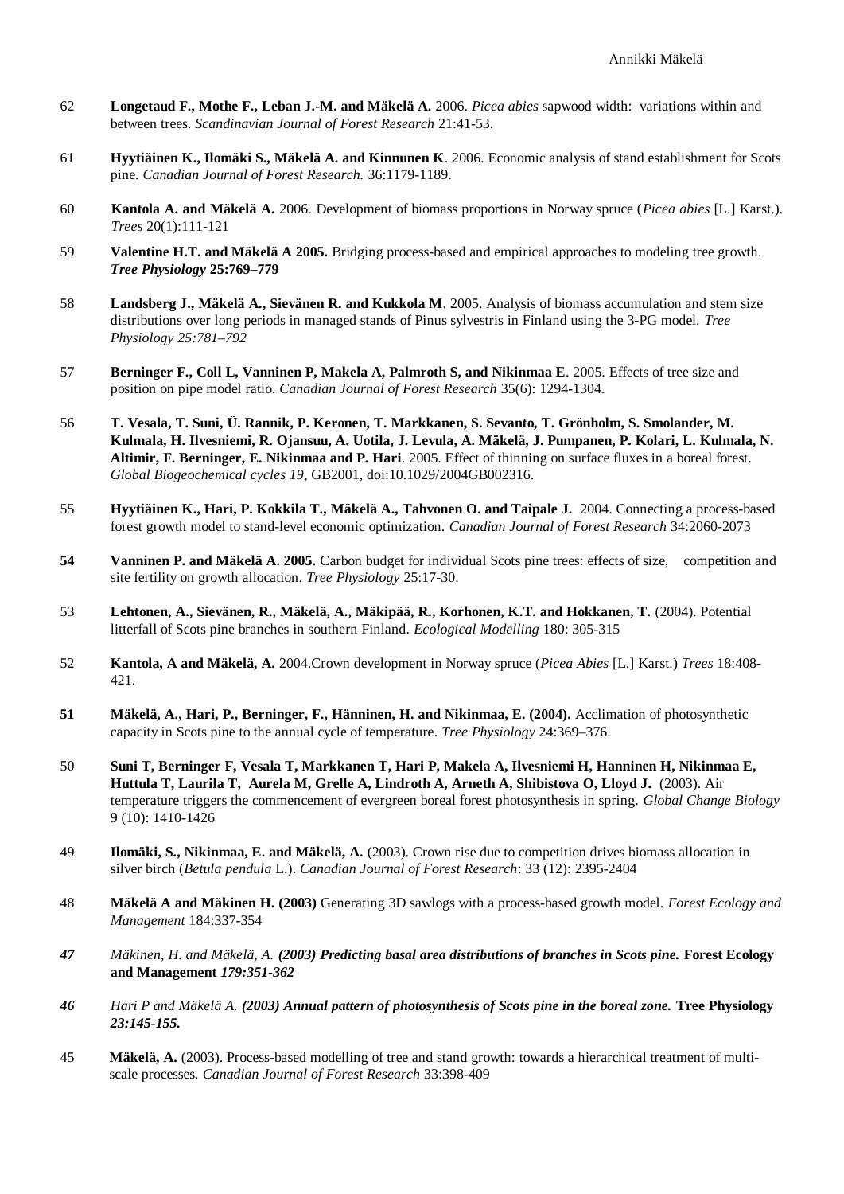62 **Longetaud F., Mothe F., Leban J.-M. and Mäkelä A.** 2006. *Picea abies* sapwood width: variations within and between trees. *Scandinavian Journal of Forest Research* 21:41-53.

61 **Hyytiäinen K., Ilomäki S., Mäkelä A. and Kinnunen K**. 2006. Economic analysis of stand establishment for Scots pine. *Canadian Journal of Forest Research.* 36:1179-1189.

60 **Kantola A. and Mäkelä A.** 2006. Development of biomass proportions in Norway spruce (*Picea abies* [L.] Karst.). *Trees* 20(1):111-121

59 **Valentine H.T. and Mäkelä A 2005.** Bridging process-based and empirical approaches to modeling tree growth. ***Tree Physiology* 25:769–779**

58 **Landsberg J., Mäkelä A., Sievänen R. and Kukkola M**. 2005. Analysis of biomass accumulation and stem size distributions over long periods in managed stands of Pinus sylvestris in Finland using the 3-PG model. *Tree Physiology 25:781–792*

57 **Berninger F., Coll L, Vanninen P, Makela A, Palmroth S, and Nikinmaa E**. 2005. Effects of tree size and position on pipe model ratio. *Canadian Journal of Forest Research* 35(6): 1294-1304.

56 **T. Vesala, T. Suni, Ü. Rannik, P. Keronen, T. Markkanen, S. Sevanto, T. Grönholm, S. Smolander, M. Kulmala, H. Ilvesniemi, R. Ojansuu, A. Uotila, J. Levula, A. Mäkelä, J. Pumpanen, P. Kolari, L. Kulmala, N. Altimir, F. Berninger, E. Nikinmaa and P. Hari**. 2005. Effect of thinning on surface fluxes in a boreal forest. *Global Biogeochemical cycles 19*, GB2001, doi:10.1029/2004GB002316.

55 **Hyytiäinen K., Hari, P. Kokkila T., Mäkelä A., Tahvonen O. and Taipale J.** 2004. Connecting a process-based forest growth model to stand-level economic optimization. *Canadian Journal of Forest Research* 34:2060-2073

**54** **Vanninen P. and Mäkelä A. 2005.** Carbon budget for individual Scots pine trees: effects of size, competition and site fertility on growth allocation. *Tree Physiology* 25:17-30.

53 **Lehtonen, A., Sievänen, R., Mäkelä, A., Mäkipää, R., Korhonen, K.T. and Hokkanen, T.** (2004). Potential litterfall of Scots pine branches in southern Finland. *Ecological Modelling* 180: 305-315

52 **Kantola, A and Mäkelä, A.** 2004.Crown development in Norway spruce (*Picea Abies* [L.] Karst.) *Trees* 18:408-421.

**51** **Mäkelä, A., Hari, P., Berninger, F., Hänninen, H. and Nikinmaa, E. (2004).** Acclimation of photosynthetic capacity in Scots pine to the annual cycle of temperature. *Tree Physiology* 24:369–376.

50 **Suni T, Berninger F, Vesala T, Markkanen T, Hari P, Makela A, Ilvesniemi H, Hanninen H, Nikinmaa E, Huttula T, Laurila T, Aurela M, Grelle A, Lindroth A, Arneth A, Shibistova O, Lloyd J.** (2003). Air temperature triggers the commencement of evergreen boreal forest photosynthesis in spring. *Global Change Biology* 9 (10): 1410-1426

49 **Ilomäki, S., Nikinmaa, E. and Mäkelä, A.** (2003). Crown rise due to competition drives biomass allocation in silver birch (*Betula pendula* L.). *Canadian Journal of Forest Research*: 33 (12): 2395-2404

48 **Mäkelä A and Mäkinen H. (2003)** Generating 3D sawlogs with a process-based growth model. *Forest Ecology and Management* 184:337-354

*47* *Mäkinen, H. and Mäkelä, A.* ***(2003) Predicting basal area distributions of branches in Scots pine.*** **Forest Ecology and Management** *179:351-362*

*46* *Hari P and Mäkelä A.* ***(2003) Annual pattern of photosynthesis of Scots pine in the boreal zone.*** **Tree Physiology** ***23:145-155.***

45 **Mäkelä, A.** (2003). Process-based modelling of tree and stand growth: towards a hierarchical treatment of multi-scale processes. *Canadian Journal of Forest Research* 33:398-409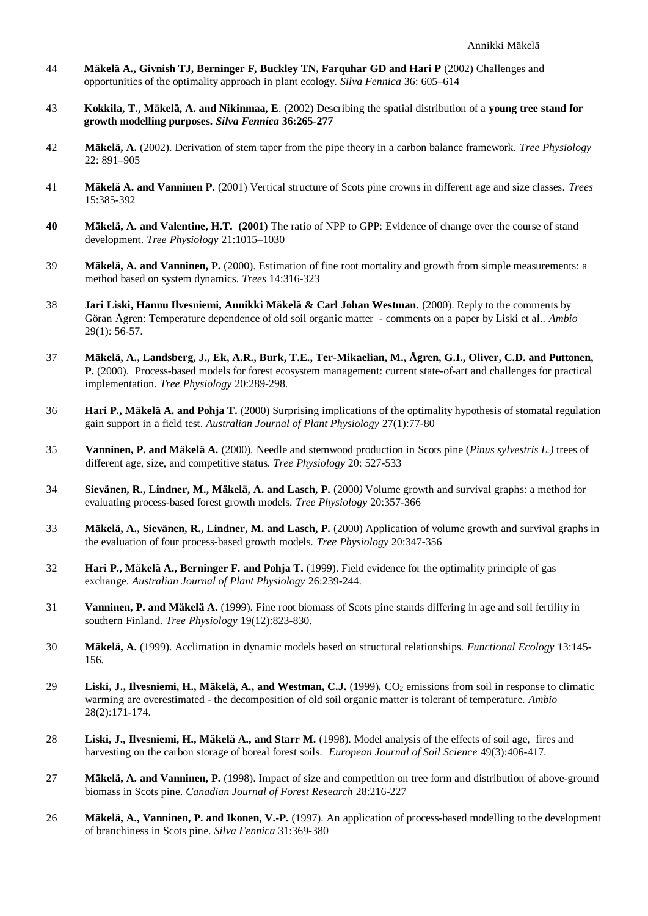44 **Mäkelä A., Givnish TJ, Berninger F, Buckley TN, Farquhar GD and Hari P** (2002) Challenges and opportunities of the optimality approach in plant ecology. *Silva Fennica* 36: 605–614

43 **Kokkila, T., Mäkelä, A. and Nikinmaa, E**. (2002) Describing the spatial distribution of a **young tree stand for growth modelling purposes.** ***Silva Fennica*** **36:265-277**

42 **Mäkelä, A.** (2002). Derivation of stem taper from the pipe theory in a carbon balance framework. *Tree Physiology* 22: 891–905

41 **Mäkelä A. and Vanninen P.** (2001) Vertical structure of Scots pine crowns in different age and size classes. *Trees* 15:385-392

**40** **Mäkelä, A. and Valentine, H.T. (2001)** The ratio of NPP to GPP: Evidence of change over the course of stand development. *Tree Physiology* 21:1015–1030

39 **Mäkelä, A. and Vanninen, P.** (2000). Estimation of fine root mortality and growth from simple measurements: a method based on system dynamics. *Trees* 14:316-323

38 **Jari Liski, Hannu Ilvesniemi, Annikki Mäkelä & Carl Johan Westman.** (2000). Reply to the comments by Göran Ågren: Temperature dependence of old soil organic matter - comments on a paper by Liski et al.. *Ambio* 29(1): 56-57.

37 **Mäkelä, A., Landsberg, J., Ek, A.R., Burk, T.E., Ter-Mikaelian, M., Ågren, G.I., Oliver, C.D. and Puttonen, P.** (2000). Process-based models for forest ecosystem management: current state-of-art and challenges for practical implementation. *Tree Physiology* 20:289-298.

36 **Hari P., Mäkelä A. and Pohja T.** (2000) Surprising implications of the optimality hypothesis of stomatal regulation gain support in a field test. *Australian Journal of Plant Physiology* 27(1):77-80

35 **Vanninen, P. and Mäkelä A.** (2000). Needle and stemwood production in Scots pine (*Pinus sylvestris L.)* trees of different age, size, and competitive status. *Tree Physiology* 20: 527-533

34 **Sievänen, R., Lindner, M., Mäkelä, A. and Lasch, P.** (2000*)* Volume growth and survival graphs: a method for evaluating process-based forest growth models. *Tree Physiology* 20:357-366

33 **Mäkelä, A., Sievänen, R., Lindner, M. and Lasch, P.** (2000) Application of volume growth and survival graphs in the evaluation of four process-based growth models. *Tree Physiology* 20:347-356

32 **Hari P., Mäkelä A., Berninger F. and Pohja T.** (1999). Field evidence for the optimality principle of gas exchange. *Australian Journal of Plant Physiology* 26:239-244.

31 **Vanninen, P. and Mäkelä A.** (1999). Fine root biomass of Scots pine stands differing in age and soil fertility in southern Finland. *Tree Physiology* 19(12):823-830.

30 **Mäkelä, A.** (1999). Acclimation in dynamic models based on structural relationships. *Functional Ecology* 13:145-156.

29 **Liski, J., Ilvesniemi, H., Mäkelä, A., and Westman, C.J.** (1999)**.** $CO_2$ emissions from soil in response to climatic warming are overestimated - the decomposition of old soil organic matter is tolerant of temperature. *Ambio* 28(2):171-174.

28 **Liski, J., Ilvesniemi, H., Mäkelä A., and Starr M.** (1998). Model analysis of the effects of soil age, fires and harvesting on the carbon storage of boreal forest soils. *European Journal of Soil Science* 49(3):406-417.

27 **Mäkelä, A. and Vanninen, P.** (1998). Impact of size and competition on tree form and distribution of above-ground biomass in Scots pine. *Canadian Journal of Forest Research* 28:216-227

26 **Mäkelä, A., Vanninen, P. and Ikonen, V.-P.** (1997). An application of process-based modelling to the development of branchiness in Scots pine. *Silva Fennica* 31:369-380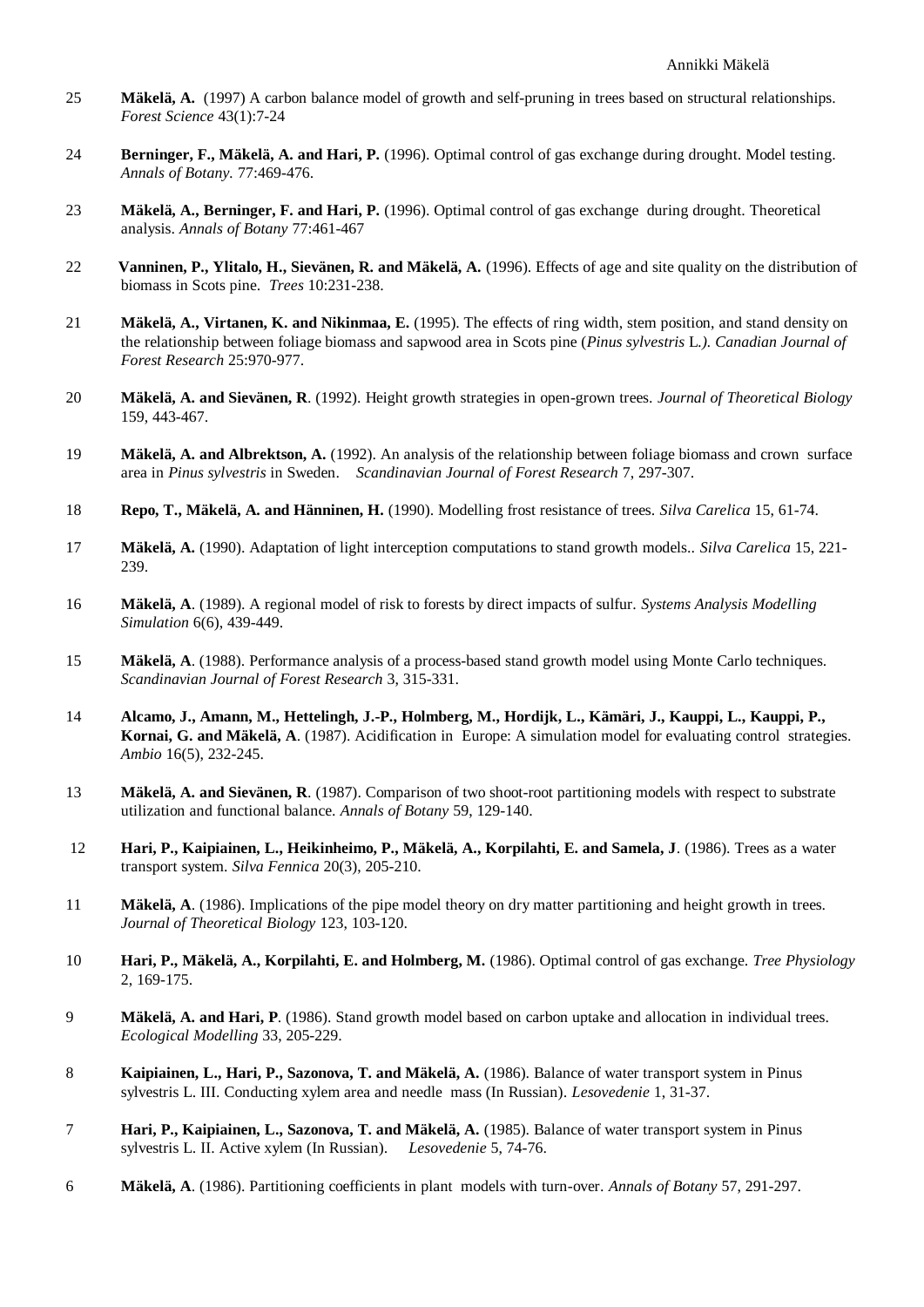25 **Mäkelä, A.** (1997) A carbon balance model of growth and self-pruning in trees based on structural relationships. *Forest Science* 43(1):7-24

24 **Berninger, F., Mäkelä, A. and Hari, P.** (1996). Optimal control of gas exchange during drought. Model testing. *Annals of Botany.* 77:469-476.

23 **Mäkelä, A., Berninger, F. and Hari, P.** (1996). Optimal control of gas exchange during drought. Theoretical analysis. *Annals of Botany* 77:461-467

22 **Vanninen, P., Ylitalo, H., Sievänen, R. and Mäkelä, A.** (1996). Effects of age and site quality on the distribution of biomass in Scots pine. *Trees* 10:231-238.

21 **Mäkelä, A., Virtanen, K. and Nikinmaa, E.** (1995). The effects of ring width, stem position, and stand density on the relationship between foliage biomass and sapwood area in Scots pine (*Pinus sylvestris* L*.). Canadian Journal of Forest Research* 25:970-977.

20 **Mäkelä, A. and Sievänen, R**. (1992). Height growth strategies in open-grown trees. *Journal of Theoretical Biology* 159, 443-467.

19 **Mäkelä, A. and Albrektson, A.** (1992). An analysis of the relationship between foliage biomass and crown surface area in *Pinus sylvestris* in Sweden. *Scandinavian Journal of Forest Research* 7, 297-307.

18 **Repo, T., Mäkelä, A. and Hänninen, H.** (1990). Modelling frost resistance of trees. *Silva Carelica* 15, 61-74.

17 **Mäkelä, A.** (1990). Adaptation of light interception computations to stand growth models.. *Silva Carelica* 15, 221-239.

16 **Mäkelä, A**. (1989). A regional model of risk to forests by direct impacts of sulfur. *Systems Analysis Modelling Simulation* 6(6), 439-449.

15 **Mäkelä, A**. (1988). Performance analysis of a process-based stand growth model using Monte Carlo techniques. *Scandinavian Journal of Forest Research* 3, 315-331.

14 **Alcamo, J., Amann, M., Hettelingh, J.-P., Holmberg, M., Hordijk, L., Kämäri, J., Kauppi, L., Kauppi, P., Kornai, G. and Mäkelä, A**. (1987). Acidification in Europe: A simulation model for evaluating control strategies. *Ambio* 16(5), 232-245.

13 **Mäkelä, A. and Sievänen, R**. (1987). Comparison of two shoot-root partitioning models with respect to substrate utilization and functional balance. *Annals of Botany* 59, 129-140.

12 **Hari, P., Kaipiainen, L., Heikinheimo, P., Mäkelä, A., Korpilahti, E. and Samela, J**. (1986). Trees as a water transport system. *Silva Fennica* 20(3), 205-210.

11 **Mäkelä, A**. (1986). Implications of the pipe model theory on dry matter partitioning and height growth in trees. *Journal of Theoretical Biology* 123, 103-120.

10 **Hari, P., Mäkelä, A., Korpilahti, E. and Holmberg, M.** (1986). Optimal control of gas exchange. *Tree Physiology* 2, 169-175.

9 **Mäkelä, A. and Hari, P**. (1986). Stand growth model based on carbon uptake and allocation in individual trees. *Ecological Modelling* 33, 205-229.

8 **Kaipiainen, L., Hari, P., Sazonova, T. and Mäkelä, A.** (1986). Balance of water transport system in Pinus sylvestris L. III. Conducting xylem area and needle mass (In Russian). *Lesovedenie* 1, 31-37.

7 **Hari, P., Kaipiainen, L., Sazonova, T. and Mäkelä, A.** (1985). Balance of water transport system in Pinus sylvestris L. II. Active xylem (In Russian). *Lesovedenie* 5, 74-76.

6 **Mäkelä, A**. (1986). Partitioning coefficients in plant models with turn-over. *Annals of Botany* 57, 291-297.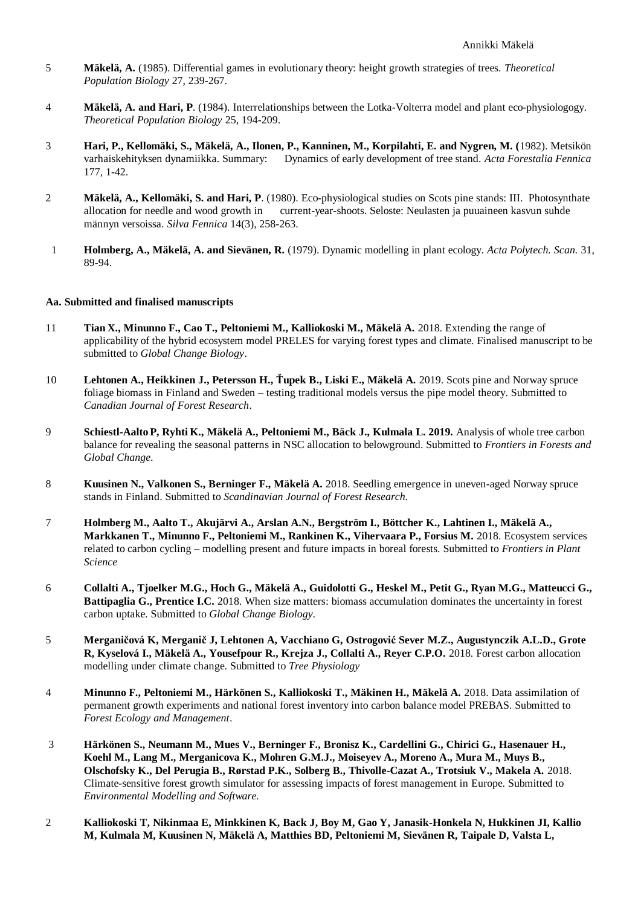5 **Mäkelä, A.** (1985). Differential games in evolutionary theory: height growth strategies of trees. *Theoretical Population Biology* 27, 239-267.

4 **Mäkelä, A. and Hari, P**. (1984). Interrelationships between the Lotka-Volterra model and plant eco-physiologogy. *Theoretical Population Biology* 25, 194-209.

3 **Hari, P., Kellomäki, S., Mäkelä, A., Ilonen, P., Kanninen, M., Korpilahti, E. and Nygren, M. (**1982). Metsikön varhaiskehityksen dynamiikka. Summary: Dynamics of early development of tree stand. *Acta Forestalia Fennica* 177, 1-42.

2 **Mäkelä, A., Kellomäki, S. and Hari, P**. (1980). Eco-physiological studies on Scots pine stands: III. Photosynthate allocation for needle and wood growth in current-year-shoots. Seloste: Neulasten ja puuaineen kasvun suhde männyn versoissa. *Silva Fennica* 14(3), 258-263.

1 **Holmberg, A., Mäkelä, A. and Sievänen, R.** (1979). Dynamic modelling in plant ecology. *Acta Polytech. Scan.* 31, 89-94.

**Aa. Submitted and finalised manuscripts**

11 **Tian X., Minunno F., Cao T., Peltoniemi M., Kalliokoski M., Mäkelä A.** 2018. Extending the range of applicability of the hybrid ecosystem model PRELES for varying forest types and climate. Finalised manuscript to be submitted to *Global Change Biology*.

10 **Lehtonen A., Heikkinen J., Petersson H., Ťupek B., Liski E., Mäkelä A.** 2019. Scots pine and Norway spruce foliage biomass in Finland and Sweden – testing traditional models versus the pipe model theory. Submitted to *Canadian Journal of Forest Research*.

9 **Schiestl-Aalto P, Ryhti K., Mäkelä A., Peltoniemi M., Bäck J., Kulmala L. 2019.** Analysis of whole tree carbon balance for revealing the seasonal patterns in NSC allocation to belowground. Submitted to *Frontiers in Forests and Global Change.*

8 **Kuusinen N., Valkonen S., Berninger F., Mäkelä A.** 2018. Seedling emergence in uneven-aged Norway spruce stands in Finland. Submitted to *Scandinavian Journal of Forest Research.*

7 **Holmberg M., Aalto T., Akujärvi A., Arslan A.N., Bergström I., Böttcher K., Lahtinen I., Mäkelä A., Markkanen T., Minunno F., Peltoniemi M., Rankinen K., Vihervaara P., Forsius M.** 2018. Ecosystem services related to carbon cycling – modelling present and future impacts in boreal forests. Submitted to *Frontiers in Plant Science*

6 **Collalti A., Tjoelker M.G., Hoch G., Mäkelä A., Guidolotti G., Heskel M., Petit G., Ryan M.G., Matteucci G., Battipaglia G., Prentice I.C.** 2018. When size matters: biomass accumulation dominates the uncertainty in forest carbon uptake. Submitted to *Global Change Biology*.

5 **Merganičová K, Merganič J, Lehtonen A, Vacchiano G, Ostrogović Sever M.Z., Augustynczik A.L.D., Grote R, Kyselová I., Mäkelä A., Yousefpour R., Krejza J., Collalti A., Reyer C.P.O.** 2018. Forest carbon allocation modelling under climate change. Submitted to *Tree Physiology*

4 **Minunno F., Peltoniemi M., Härkönen S., Kalliokoski T., Mäkinen H., Mäkelä A.** 2018. Data assimilation of permanent growth experiments and national forest inventory into carbon balance model PREBAS. Submitted to *Forest Ecology and Management*.

3 **Härkönen S., Neumann M., Mues V., Berninger F., Bronisz K., Cardellini G., Chirici G., Hasenauer H., Koehl M., Lang M., Merganicova K., Mohren G.M.J., Moiseyev A., Moreno A., Mura M., Muys B., Olschofsky K., Del Perugia B., Rørstad P.K., Solberg B., Thivolle-Cazat A., Trotsiuk V., Makela A.** 2018. Climate-sensitive forest growth simulator for assessing impacts of forest management in Europe. Submitted to *Environmental Modelling and Software.*

2 **Kalliokoski T, Nikinmaa E, Minkkinen K, Back J, Boy M, Gao Y, Janasik-Honkela N, Hukkinen JI, Kallio M, Kulmala M, Kuusinen N, Mäkelä A, Matthies BD, Peltoniemi M, Sievänen R, Taipale D, Valsta L,**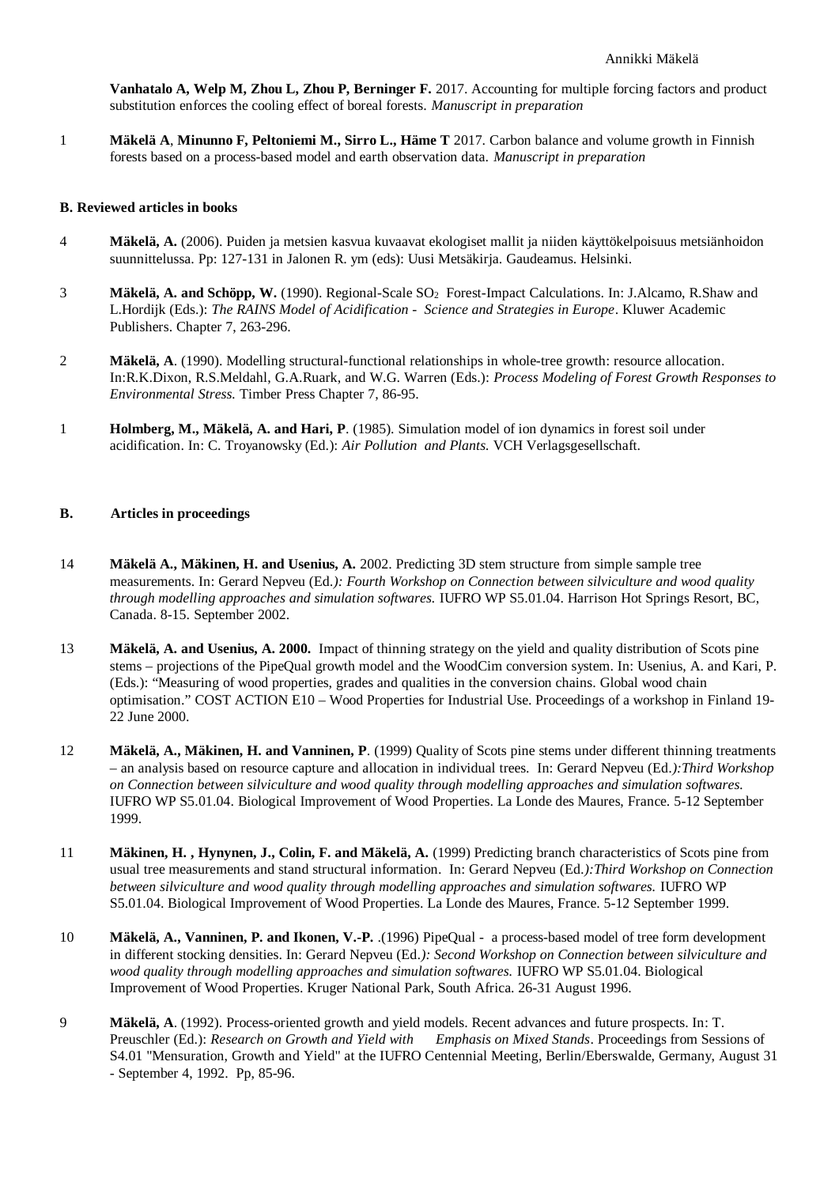**Vanhatalo A, Welp M, Zhou L, Zhou P, Berninger F.** 2017. Accounting for multiple forcing factors and product substitution enforces the cooling effect of boreal forests. *Manuscript in preparation*

1 **Mäkelä A**, **Minunno F, Peltoniemi M., Sirro L., Häme T** 2017. Carbon balance and volume growth in Finnish forests based on a process-based model and earth observation data. *Manuscript in preparation*

### B. Reviewed articles in books

4 **Mäkelä, A.** (2006). Puiden ja metsien kasvua kuvaavat ekologiset mallit ja niiden käyttökelpoisuus metsiänhoidon suunnittelussa. Pp: 127-131 in Jalonen R. ym (eds): Uusi Metsäkirja. Gaudeamus. Helsinki.

3 **Mäkelä, A. and Schöpp, W.** (1990). Regional-Scale $SO_2$ Forest-Impact Calculations. In: J.Alcamo, R.Shaw and L.Hordijk (Eds.): *The RAINS Model of Acidification - Science and Strategies in Europe*. Kluwer Academic Publishers. Chapter 7, 263-296.

2 **Mäkelä, A**. (1990). Modelling structural-functional relationships in whole-tree growth: resource allocation. In:R.K.Dixon, R.S.Meldahl, G.A.Ruark, and W.G. Warren (Eds.): *Process Modeling of Forest Growth Responses to Environmental Stress.* Timber Press Chapter 7, 86-95.

1 **Holmberg, M., Mäkelä, A. and Hari, P**. (1985). Simulation model of ion dynamics in forest soil under acidification. In: C. Troyanowsky (Ed.): *Air Pollution and Plants.* VCH Verlagsgesellschaft.

### B. Articles in proceedings

14 **Mäkelä A., Mäkinen, H. and Usenius, A.** 2002. Predicting 3D stem structure from simple sample tree measurements. In: Gerard Nepveu (Ed.*): Fourth Workshop on Connection between silviculture and wood quality through modelling approaches and simulation softwares.* IUFRO WP S5.01.04. Harrison Hot Springs Resort, BC, Canada. 8-15. September 2002.

13 **Mäkelä, A. and Usenius, A. 2000.** Impact of thinning strategy on the yield and quality distribution of Scots pine stems – projections of the PipeQual growth model and the WoodCim conversion system. In: Usenius, A. and Kari, P. (Eds.): "Measuring of wood properties, grades and qualities in the conversion chains. Global wood chain optimisation." COST ACTION E10 – Wood Properties for Industrial Use. Proceedings of a workshop in Finland 19-22 June 2000.

12 **Mäkelä, A., Mäkinen, H. and Vanninen, P**. (1999) Quality of Scots pine stems under different thinning treatments – an analysis based on resource capture and allocation in individual trees. In: Gerard Nepveu (Ed.*):Third Workshop on Connection between silviculture and wood quality through modelling approaches and simulation softwares.* IUFRO WP S5.01.04. Biological Improvement of Wood Properties. La Londe des Maures, France. 5-12 September 1999.

11 **Mäkinen, H. , Hynynen, J., Colin, F. and Mäkelä, A.** (1999) Predicting branch characteristics of Scots pine from usual tree measurements and stand structural information. In: Gerard Nepveu (Ed.*):Third Workshop on Connection between silviculture and wood quality through modelling approaches and simulation softwares.* IUFRO WP S5.01.04. Biological Improvement of Wood Properties. La Londe des Maures, France. 5-12 September 1999.

10 **Mäkelä, A., Vanninen, P. and Ikonen, V.-P.** .(1996) PipeQual - a process-based model of tree form development in different stocking densities. In: Gerard Nepveu (Ed.*): Second Workshop on Connection between silviculture and wood quality through modelling approaches and simulation softwares.* IUFRO WP S5.01.04. Biological Improvement of Wood Properties. Kruger National Park, South Africa. 26-31 August 1996.

9 **Mäkelä, A**. (1992). Process-oriented growth and yield models. Recent advances and future prospects. In: T. Preuschler (Ed.): *Research on Growth and Yield with Emphasis on Mixed Stands*. Proceedings from Sessions of S4.01 "Mensuration, Growth and Yield" at the IUFRO Centennial Meeting, Berlin/Eberswalde, Germany, August 31 - September 4, 1992. Pp, 85-96.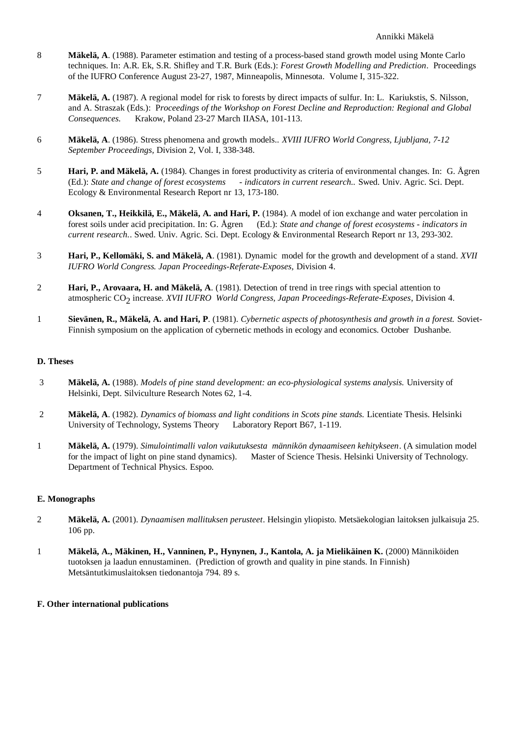8 **Mäkelä, A**. (1988). Parameter estimation and testing of a process-based stand growth model using Monte Carlo techniques. In: A.R. Ek, S.R. Shifley and T.R. Burk (Eds.): *Forest Growth Modelling and Prediction*. Proceedings of the IUFRO Conference August 23-27, 1987, Minneapolis, Minnesota. Volume I, 315-322.

7 **Mäkelä, A.** (1987). A regional model for risk to forests by direct impacts of sulfur. In: L. Kariukstis, S. Nilsson, and A. Straszak (Eds.): P*roceedings of the Workshop on Forest Decline and Reproduction: Regional and Global Consequences.* Krakow, Poland 23-27 March IIASA, 101-113.

6 **Mäkelä, A**. (1986). Stress phenomena and growth models.. *XVIII IUFRO World Congress, Ljubljana, 7-12 September Proceedings,* Division 2, Vol. I, 338-348.

5 **Hari, P. and Mäkelä, A.** (1984). Changes in forest productivity as criteria of environmental changes. In: G. Ågren (Ed.): *State and change of forest ecosystems - indicators in current research..* Swed. Univ. Agric. Sci. Dept. Ecology & Environmental Research Report nr 13, 173-180.

4 **Oksanen, T., Heikkilä, E., Mäkelä, A. and Hari, P.** (1984). A model of ion exchange and water percolation in forest soils under acid precipitation. In: G. Ågren (Ed.): *State and change of forest ecosystems - indicators in current research.*. Swed. Univ. Agric. Sci. Dept. Ecology & Environmental Research Report nr 13, 293-302.

3 **Hari, P., Kellomäki, S. and Mäkelä, A**. (1981). Dynamic model for the growth and development of a stand. *XVII IUFRO World Congress. Japan Proceedings-Referate-Exposes,* Division 4.

2 **Hari, P., Arovaara, H. and Mäkelä, A**. (1981). Detection of trend in tree rings with special attention to atmospheric $CO_2$ increase. *XVII IUFRO World Congress, Japan Proceedings-Referate-Exposes*, Division 4.

1 **Sievänen, R., Mäkelä, A. and Hari, P**. (1981). *Cybernetic aspects of photosynthesis and growth in a forest.* Soviet-Finnish symposium on the application of cybernetic methods in ecology and economics. October Dushanbe.

#### D. Theses

3 **Mäkelä, A.** (1988). *Models of pine stand development: an eco-physiological systems analysis.* University of Helsinki, Dept. Silviculture Research Notes 62, 1-4.

2 **Mäkelä, A**. (1982). *Dynamics of biomass and light conditions in Scots pine stands.* Licentiate Thesis. Helsinki University of Technology, Systems Theory Laboratory Report B67, 1-119.

1 **Mäkelä, A.** (1979). *Simulointimalli valon vaikutuksesta männikön dynaamiseen kehitykseen*. (A simulation model for the impact of light on pine stand dynamics). Master of Science Thesis. Helsinki University of Technology. Department of Technical Physics. Espoo.

#### E. Monographs

2 **Mäkelä, A.** (2001). *Dynaamisen mallituksen perusteet*. Helsingin yliopisto. Metsäekologian laitoksen julkaisuja 25. 106 pp.

1 **Mäkelä, A., Mäkinen, H., Vanninen, P., Hynynen, J., Kantola, A. ja Mielikäinen K.** (2000) Männiköiden tuotoksen ja laadun ennustaminen. (Prediction of growth and quality in pine stands. In Finnish) Metsäntutkimuslaitoksen tiedonantoja 794. 89 s.

#### F. Other international publications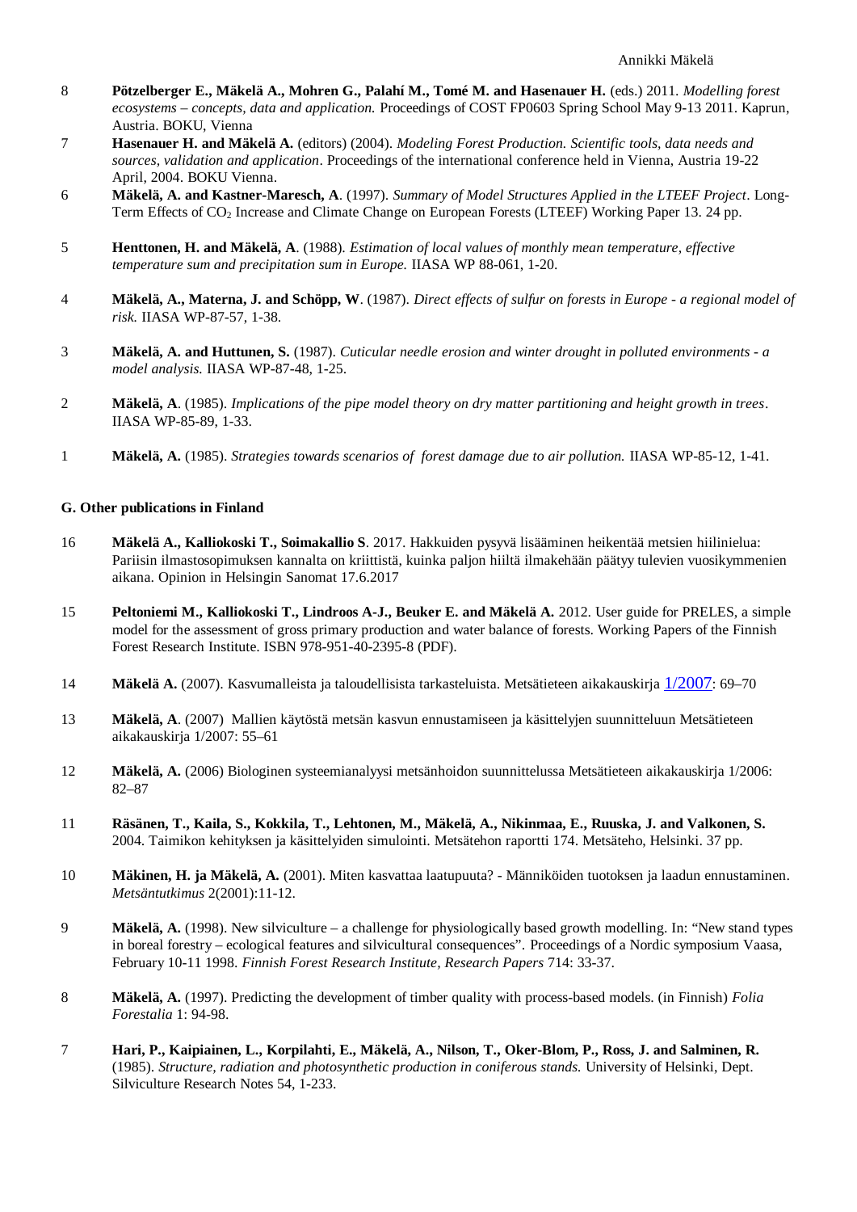8 **Pötzelberger E., Mäkelä A., Mohren G., Palahí M., Tomé M. and Hasenauer H.** (eds.) 2011. *Modelling forest ecosystems – concepts, data and application.* Proceedings of COST FP0603 Spring School May 9-13 2011. Kaprun, Austria. BOKU, Vienna

7 **Hasenauer H. and Mäkelä A.** (editors) (2004). *Modeling Forest Production. Scientific tools, data needs and sources, validation and application*. Proceedings of the international conference held in Vienna, Austria 19-22 April, 2004. BOKU Vienna.

6 **Mäkelä, A. and Kastner-Maresch, A**. (1997). *Summary of Model Structures Applied in the LTEEF Project*. Long-Term Effects of $CO_2$ Increase and Climate Change on European Forests (LTEEF) Working Paper 13. 24 pp.

5 **Henttonen, H. and Mäkelä, A**. (1988). *Estimation of local values of monthly mean temperature, effective temperature sum and precipitation sum in Europe.* IIASA WP 88-061, 1-20.

4 **Mäkelä, A., Materna, J. and Schöpp, W**. (1987). *Direct effects of sulfur on forests in Europe - a regional model of risk.* IIASA WP-87-57, 1-38.

3 **Mäkelä, A. and Huttunen, S.** (1987). *Cuticular needle erosion and winter drought in polluted environments - a model analysis.* IIASA WP-87-48, 1-25.

2 **Mäkelä, A**. (1985). *Implications of the pipe model theory on dry matter partitioning and height growth in trees*. IIASA WP-85-89, 1-33.

1 **Mäkelä, A.** (1985). *Strategies towards scenarios of forest damage due to air pollution.* IIASA WP-85-12, 1-41.

## G. Other publications in Finland

16 **Mäkelä A., Kalliokoski T., Soimakallio S**. 2017. Hakkuiden pysyvä lisääminen heikentää metsien hiilinielua: Pariisin ilmastosopimuksen kannalta on kriittistä, kuinka paljon hiiltä ilmakehään päätyy tulevien vuosikymmenien aikana. Opinion in Helsingin Sanomat 17.6.2017

15 **Peltoniemi M., Kalliokoski T., Lindroos A-J., Beuker E. and Mäkelä A.** 2012. User guide for PRELES, a simple model for the assessment of gross primary production and water balance of forests. Working Papers of the Finnish Forest Research Institute. ISBN 978-951-40-2395-8 (PDF).

14 **Mäkelä A.** (2007). Kasvumalleista ja taloudellisista tarkasteluista. Metsätieteen aikakauskirja 1/2007: 69–70

13 **Mäkelä, A**. (2007) Mallien käytöstä metsän kasvun ennustamiseen ja käsittelyjen suunnitteluun Metsätieteen aikakauskirja 1/2007: 55–61

12 **Mäkelä, A.** (2006) Biologinen systeemianalyysi metsänhoidon suunnittelussa Metsätieteen aikakauskirja 1/2006: 82–87

11 **Räsänen, T., Kaila, S., Kokkila, T., Lehtonen, M., Mäkelä, A., Nikinmaa, E., Ruuska, J. and Valkonen, S.** 2004. Taimikon kehityksen ja käsittelyiden simulointi. Metsätehon raportti 174. Metsäteho, Helsinki. 37 pp.

10 **Mäkinen, H. ja Mäkelä, A.** (2001). Miten kasvattaa laatupuuta? - Männiköiden tuotoksen ja laadun ennustaminen. *Metsäntutkimus* 2(2001):11-12.

9 **Mäkelä, A.** (1998). New silviculture – a challenge for physiologically based growth modelling. In: "New stand types in boreal forestry – ecological features and silvicultural consequences". Proceedings of a Nordic symposium Vaasa, February 10-11 1998. *Finnish Forest Research Institute, Research Papers* 714: 33-37.

8 **Mäkelä, A.** (1997). Predicting the development of timber quality with process-based models. (in Finnish) *Folia Forestalia* 1: 94-98.

7 **Hari, P., Kaipiainen, L., Korpilahti, E., Mäkelä, A., Nilson, T., Oker-Blom, P., Ross, J. and Salminen, R.** (1985). *Structure, radiation and photosynthetic production in coniferous stands.* University of Helsinki, Dept. Silviculture Research Notes 54, 1-233.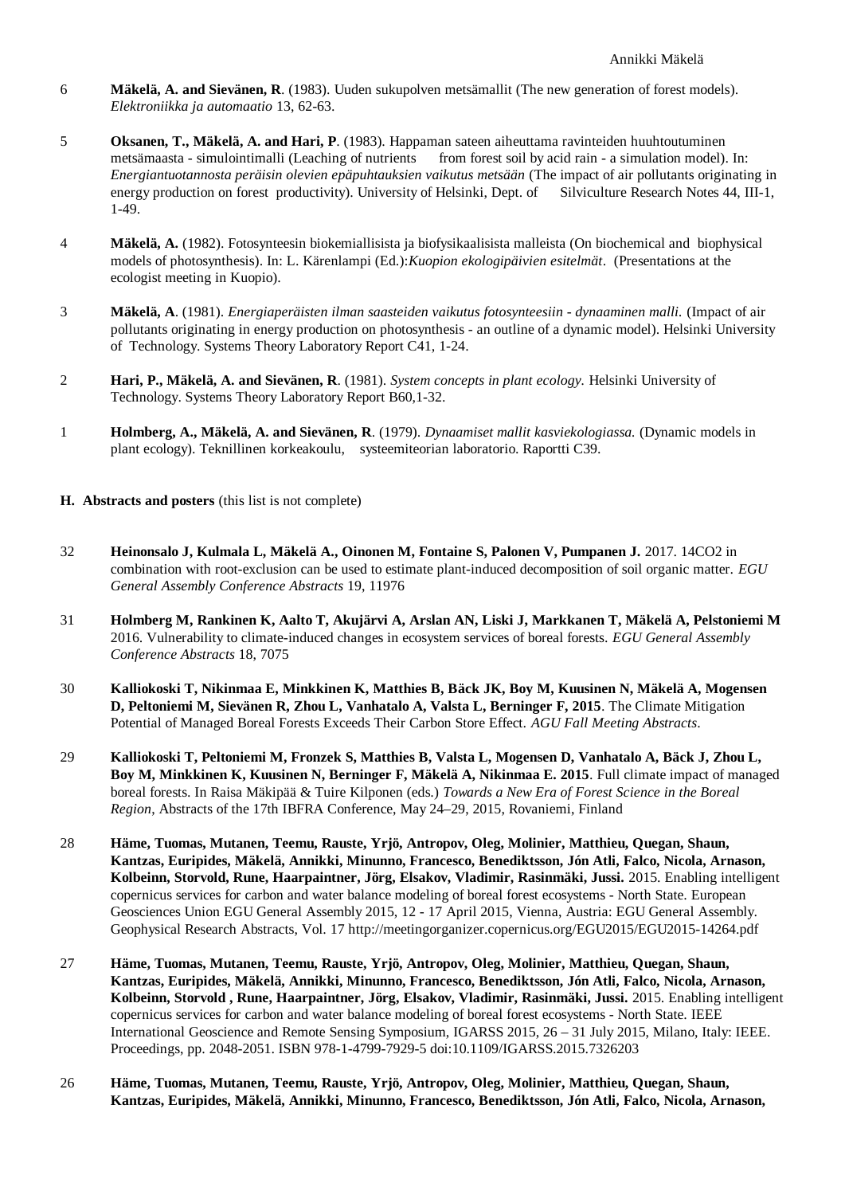6 **Mäkelä, A. and Sievänen, R**. (1983). Uuden sukupolven metsämallit (The new generation of forest models). *Elektroniikka ja automaatio* 13, 62-63.

5 **Oksanen, T., Mäkelä, A. and Hari, P**. (1983). Happaman sateen aiheuttama ravinteiden huuhtoutuminen metsämaasta - simulointimalli (Leaching of nutrients from forest soil by acid rain - a simulation model). In: *Energiantuotannosta peräisin olevien epäpuhtauksien vaikutus metsään* (The impact of air pollutants originating in energy production on forest productivity). University of Helsinki, Dept. of Silviculture Research Notes 44, III-1, 1-49.

4 **Mäkelä, A.** (1982). Fotosynteesin biokemiallisista ja biofysikaalisista malleista (On biochemical and biophysical models of photosynthesis). In: L. Kärenlampi (Ed.):*Kuopion ekologipäivien esitelmät*. (Presentations at the ecologist meeting in Kuopio).

3 **Mäkelä, A**. (1981). *Energiaperäisten ilman saasteiden vaikutus fotosynteesiin - dynaaminen malli.* (Impact of air pollutants originating in energy production on photosynthesis - an outline of a dynamic model). Helsinki University of Technology. Systems Theory Laboratory Report C41, 1-24.

2 **Hari, P., Mäkelä, A. and Sievänen, R**. (1981). *System concepts in plant ecology.* Helsinki University of Technology. Systems Theory Laboratory Report B60,1-32.

1 **Holmberg, A., Mäkelä, A. and Sievänen, R**. (1979). *Dynaamiset mallit kasviekologiassa.* (Dynamic models in plant ecology). Teknillinen korkeakoulu, systeemiteorian laboratorio. Raportti C39.

## H. Abstracts and posters (this list is not complete)

32 **Heinonsalo J, Kulmala L, Mäkelä A., Oinonen M, Fontaine S, Palonen V, Pumpanen J.** 2017. 14CO2 in combination with root-exclusion can be used to estimate plant-induced decomposition of soil organic matter. *EGU General Assembly Conference Abstracts* 19, 11976

31 **Holmberg M, Rankinen K, Aalto T, Akujärvi A, Arslan AN, Liski J, Markkanen T, Mäkelä A, Pelstoniemi M** 2016. Vulnerability to climate-induced changes in ecosystem services of boreal forests. *EGU General Assembly Conference Abstracts* 18, 7075

30 **Kalliokoski T, Nikinmaa E, Minkkinen K, Matthies B, Bäck JK, Boy M, Kuusinen N, Mäkelä A, Mogensen D, Peltoniemi M, Sievänen R, Zhou L, Vanhatalo A, Valsta L, Berninger F, 2015**. The Climate Mitigation Potential of Managed Boreal Forests Exceeds Their Carbon Store Effect. *AGU Fall Meeting Abstracts*.

29 **Kalliokoski T, Peltoniemi M, Fronzek S, Matthies B, Valsta L, Mogensen D, Vanhatalo A, Bäck J, Zhou L, Boy M, Minkkinen K, Kuusinen N, Berninger F, Mäkelä A, Nikinmaa E. 2015**. Full climate impact of managed boreal forests. In Raisa Mäkipää & Tuire Kilponen (eds.) *Towards a New Era of Forest Science in the Boreal Region*, Abstracts of the 17th IBFRA Conference, May 24–29, 2015, Rovaniemi, Finland

28 **Häme, Tuomas, Mutanen, Teemu, Rauste, Yrjö, Antropov, Oleg, Molinier, Matthieu, Quegan, Shaun, Kantzas, Euripides, Mäkelä, Annikki, Minunno, Francesco, Benediktsson, Jón Atli, Falco, Nicola, Arnason, Kolbeinn, Storvold, Rune, Haarpaintner, Jörg, Elsakov, Vladimir, Rasinmäki, Jussi.** 2015. Enabling intelligent copernicus services for carbon and water balance modeling of boreal forest ecosystems - North State. European Geosciences Union EGU General Assembly 2015, 12 - 17 April 2015, Vienna, Austria: EGU General Assembly. Geophysical Research Abstracts, Vol. 17 http://meetingorganizer.copernicus.org/EGU2015/EGU2015-14264.pdf

27 **Häme, Tuomas, Mutanen, Teemu, Rauste, Yrjö, Antropov, Oleg, Molinier, Matthieu, Quegan, Shaun, Kantzas, Euripides, Mäkelä, Annikki, Minunno, Francesco, Benediktsson, Jón Atli, Falco, Nicola, Arnason, Kolbeinn, Storvold , Rune, Haarpaintner, Jörg, Elsakov, Vladimir, Rasinmäki, Jussi.** 2015. Enabling intelligent copernicus services for carbon and water balance modeling of boreal forest ecosystems - North State. IEEE International Geoscience and Remote Sensing Symposium, IGARSS 2015, 26 – 31 July 2015, Milano, Italy: IEEE. Proceedings, pp. 2048-2051. ISBN 978-1-4799-7929-5 doi:10.1109/IGARSS.2015.7326203

26 **Häme, Tuomas, Mutanen, Teemu, Rauste, Yrjö, Antropov, Oleg, Molinier, Matthieu, Quegan, Shaun, Kantzas, Euripides, Mäkelä, Annikki, Minunno, Francesco, Benediktsson, Jón Atli, Falco, Nicola, Arnason,**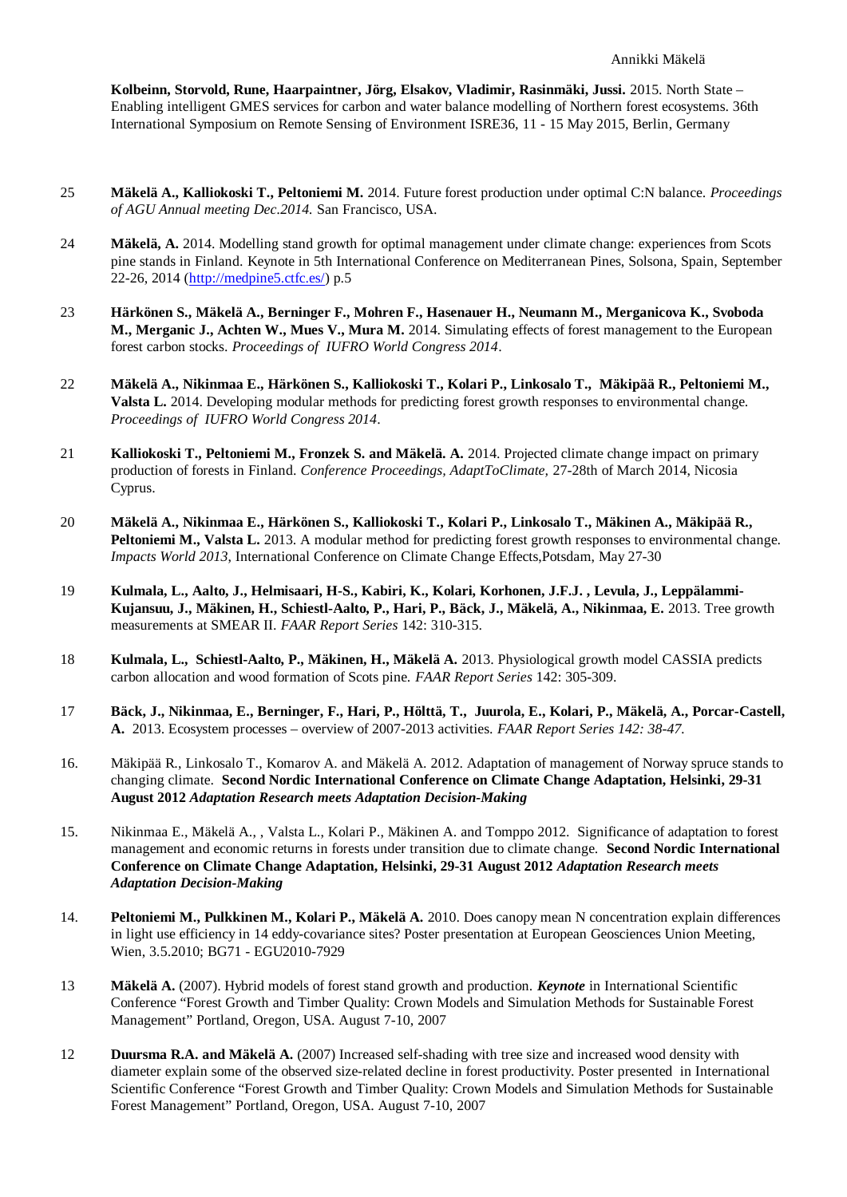**Kolbeinn, Storvold, Rune, Haarpaintner, Jörg, Elsakov, Vladimir, Rasinmäki, Jussi.** 2015. North State – Enabling intelligent GMES services for carbon and water balance modelling of Northern forest ecosystems. 36th International Symposium on Remote Sensing of Environment ISRE36, 11 - 15 May 2015, Berlin, Germany

25 **Mäkelä A., Kalliokoski T., Peltoniemi M.** 2014. Future forest production under optimal C:N balance. *Proceedings of AGU Annual meeting Dec.2014.* San Francisco, USA.

24 **Mäkelä, A.** 2014. Modelling stand growth for optimal management under climate change: experiences from Scots pine stands in Finland. Keynote in 5th International Conference on Mediterranean Pines, Solsona, Spain, September 22-26, 2014 (http://medpine5.ctfc.es/) p.5

23 **Härkönen S., Mäkelä A., Berninger F., Mohren F., Hasenauer H., Neumann M., Merganicova K., Svoboda M., Merganic J., Achten W., Mues V., Mura M.** 2014. Simulating effects of forest management to the European forest carbon stocks. *Proceedings of IUFRO World Congress 2014*.

22 **Mäkelä A., Nikinmaa E., Härkönen S., Kalliokoski T., Kolari P., Linkosalo T., Mäkipää R., Peltoniemi M., Valsta L.** 2014. Developing modular methods for predicting forest growth responses to environmental change. *Proceedings of IUFRO World Congress 2014*.

21 **Kalliokoski T., Peltoniemi M., Fronzek S. and Mäkelä. A.** 2014. Projected climate change impact on primary production of forests in Finland. *Conference Proceedings, AdaptToClimate,* 27-28th of March 2014, Nicosia Cyprus.

20 **Mäkelä A., Nikinmaa E., Härkönen S., Kalliokoski T., Kolari P., Linkosalo T., Mäkinen A., Mäkipää R., Peltoniemi M., Valsta L.** 2013. A modular method for predicting forest growth responses to environmental change. *Impacts World 2013*, International Conference on Climate Change Effects,Potsdam, May 27-30

19 **Kulmala, L., Aalto, J., Helmisaari, H-S., Kabiri, K., Kolari, Korhonen, J.F.J. , Levula, J., Leppälammi-Kujansuu, J., Mäkinen, H., Schiestl-Aalto, P., Hari, P., Bäck, J., Mäkelä, A., Nikinmaa, E.** 2013. Tree growth measurements at SMEAR II. *FAAR Report Series* 142: 310-315.

18 **Kulmala, L., Schiestl-Aalto, P., Mäkinen, H., Mäkelä A.** 2013. Physiological growth model CASSIA predicts carbon allocation and wood formation of Scots pine. *FAAR Report Series* 142: 305-309.

17 **Bäck, J., Nikinmaa, E., Berninger, F., Hari, P., Hölttä, T., Juurola, E., Kolari, P., Mäkelä, A., Porcar-Castell, A.** 2013. Ecosystem processes – overview of 2007-2013 activities. *FAAR Report Series 142: 38-47.*

16. Mäkipää R., Linkosalo T., Komarov A. and Mäkelä A. 2012. Adaptation of management of Norway spruce stands to changing climate. **Second Nordic International Conference on Climate Change Adaptation, Helsinki, 29-31 August 2012** ***Adaptation Research meets Adaptation Decision-Making***

15. Nikinmaa E., Mäkelä A., , Valsta L., Kolari P., Mäkinen A. and Tomppo 2012. Significance of adaptation to forest management and economic returns in forests under transition due to climate change. **Second Nordic International Conference on Climate Change Adaptation, Helsinki, 29-31 August 2012** ***Adaptation Research meets Adaptation Decision-Making***

14. **Peltoniemi M., Pulkkinen M., Kolari P., Mäkelä A.** 2010. Does canopy mean N concentration explain differences in light use efficiency in 14 eddy-covariance sites? Poster presentation at European Geosciences Union Meeting, Wien, 3.5.2010; BG71 - EGU2010-7929

13 **Mäkelä A.** (2007). Hybrid models of forest stand growth and production. ***Keynote*** in International Scientific Conference "Forest Growth and Timber Quality: Crown Models and Simulation Methods for Sustainable Forest Management" Portland, Oregon, USA. August 7-10, 2007

12 **Duursma R.A. and Mäkelä A.** (2007) Increased self-shading with tree size and increased wood density with diameter explain some of the observed size-related decline in forest productivity. Poster presented in International Scientific Conference "Forest Growth and Timber Quality: Crown Models and Simulation Methods for Sustainable Forest Management" Portland, Oregon, USA. August 7-10, 2007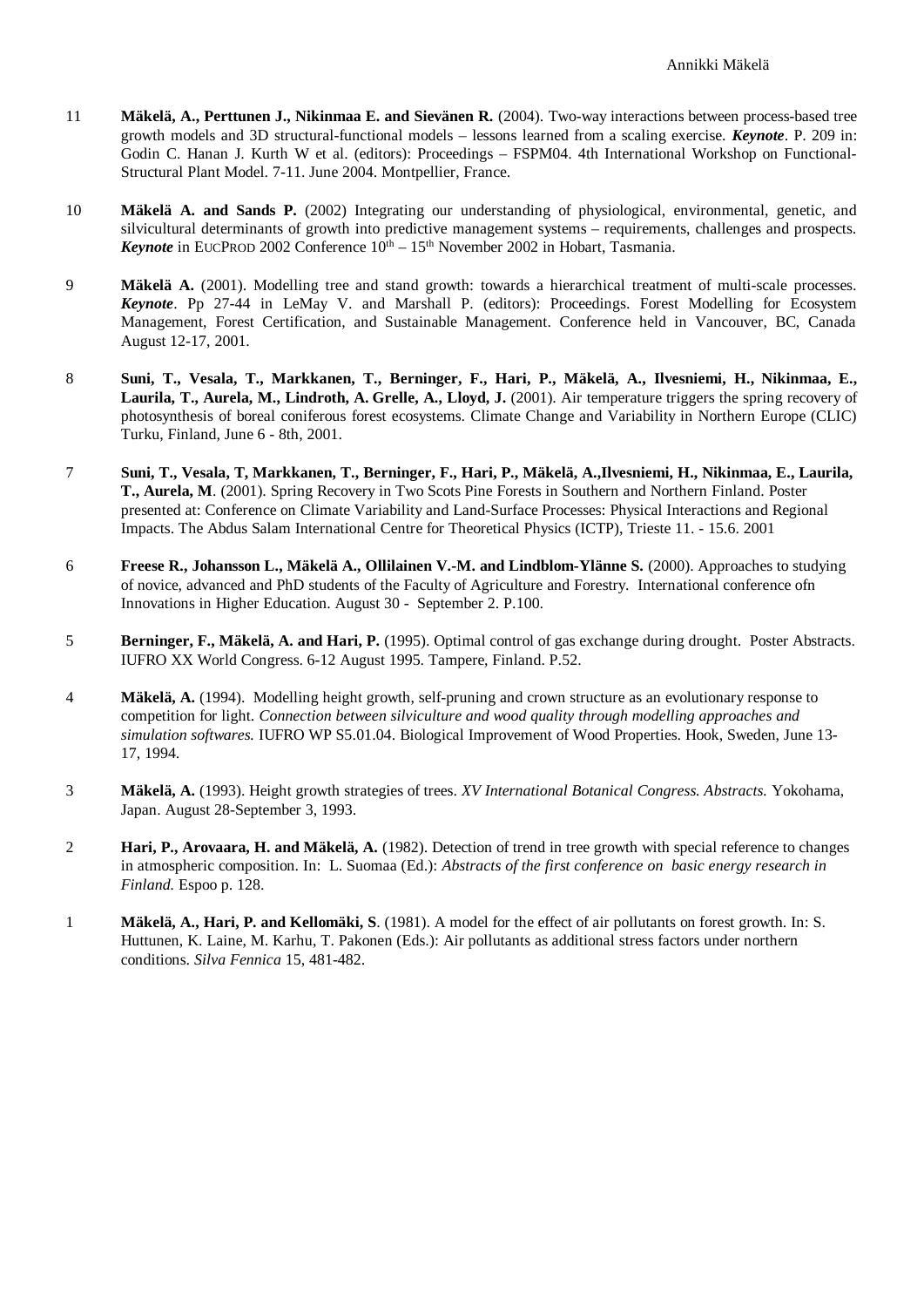11 **Mäkelä, A., Perttunen J., Nikinmaa E. and Sievänen R.** (2004). Two-way interactions between process-based tree growth models and 3D structural-functional models – lessons learned from a scaling exercise. ***Keynote***. P. 209 in: Godin C. Hanan J. Kurth W et al. (editors): Proceedings – FSPM04. 4th International Workshop on Functional-Structural Plant Model. 7-11. June 2004. Montpellier, France.

10 **Mäkelä A. and Sands P.** (2002) Integrating our understanding of physiological, environmental, genetic, and silvicultural determinants of growth into predictive management systems – requirements, challenges and prospects. ***Keynote*** in EUCPROD 2002 Conference 10th – 15th November 2002 in Hobart, Tasmania.

9 **Mäkelä A.** (2001). Modelling tree and stand growth: towards a hierarchical treatment of multi-scale processes. ***Keynote***. Pp 27-44 in LeMay V. and Marshall P. (editors): Proceedings. Forest Modelling for Ecosystem Management, Forest Certification, and Sustainable Management. Conference held in Vancouver, BC, Canada August 12-17, 2001.

8 **Suni, T., Vesala, T., Markkanen, T., Berninger, F., Hari, P., Mäkelä, A., Ilvesniemi, H., Nikinmaa, E., Laurila, T., Aurela, M., Lindroth, A. Grelle, A., Lloyd, J.** (2001). Air temperature triggers the spring recovery of photosynthesis of boreal coniferous forest ecosystems. Climate Change and Variability in Northern Europe (CLIC) Turku, Finland, June 6 - 8th, 2001.

7 **Suni, T., Vesala, T, Markkanen, T., Berninger, F., Hari, P., Mäkelä, A.,Ilvesniemi, H., Nikinmaa, E., Laurila, T., Aurela, M**. (2001). Spring Recovery in Two Scots Pine Forests in Southern and Northern Finland. Poster presented at: Conference on Climate Variability and Land-Surface Processes: Physical Interactions and Regional Impacts. The Abdus Salam International Centre for Theoretical Physics (ICTP), Trieste 11. - 15.6. 2001

6 **Freese R., Johansson L., Mäkelä A., Ollilainen V.-M. and Lindblom-Ylänne S.** (2000). Approaches to studying of novice, advanced and PhD students of the Faculty of Agriculture and Forestry. International conference ofn Innovations in Higher Education. August 30 - September 2. P.100.

5 **Berninger, F., Mäkelä, A. and Hari, P.** (1995). Optimal control of gas exchange during drought. Poster Abstracts. IUFRO XX World Congress. 6-12 August 1995. Tampere, Finland. P.52.

4 **Mäkelä, A.** (1994). Modelling height growth, self-pruning and crown structure as an evolutionary response to competition for light. *Connection between silviculture and wood quality through modelling approaches and simulation softwares.* IUFRO WP S5.01.04. Biological Improvement of Wood Properties. Hook, Sweden, June 13-17, 1994.

3 **Mäkelä, A.** (1993). Height growth strategies of trees. *XV International Botanical Congress. Abstracts.* Yokohama, Japan. August 28-September 3, 1993.

2 **Hari, P., Arovaara, H. and Mäkelä, A.** (1982). Detection of trend in tree growth with special reference to changes in atmospheric composition. In: L. Suomaa (Ed.): *Abstracts of the first conference on basic energy research in Finland.* Espoo p. 128.

1 **Mäkelä, A., Hari, P. and Kellomäki, S**. (1981). A model for the effect of air pollutants on forest growth. In: S. Huttunen, K. Laine, M. Karhu, T. Pakonen (Eds.): Air pollutants as additional stress factors under northern conditions. *Silva Fennica* 15, 481-482.